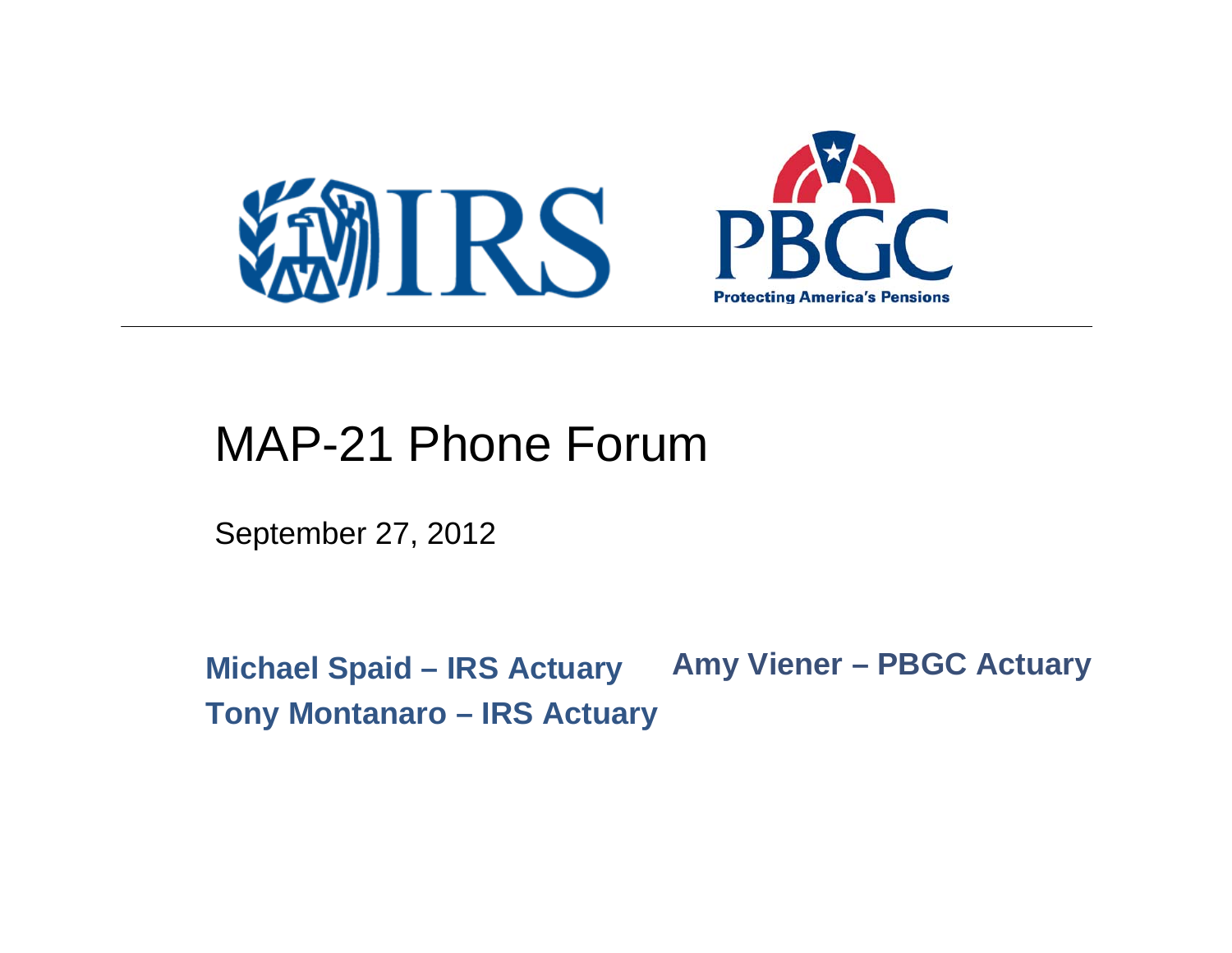IRS

PBGC

Protecting America's Pensions

# MAP-21 Phone Forum

September 27, 2012

**Michael Spaid – IRS Actuary**

**Tony Montanaro – IRS Actuary**

**Amy Viener – PBGC Actuary**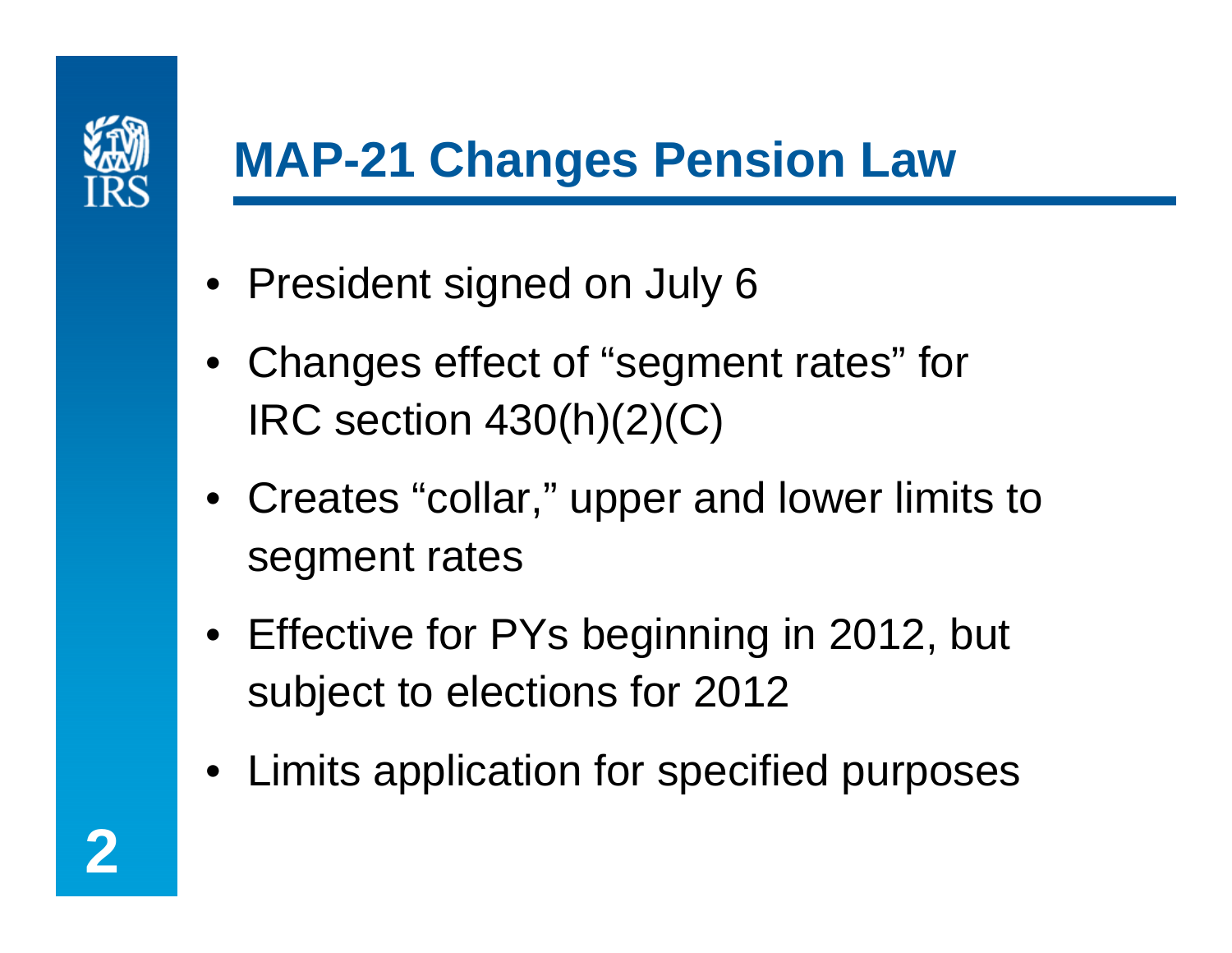# MAP-21 Changes Pension Law

- President signed on July 6
- Changes effect of "segment rates" for IRC section 430(h)(2)(C)
- Creates "collar," upper and lower limits to segment rates
- Effective for PYs beginning in 2012, but subject to elections for 2012
- Limits application for specified purposes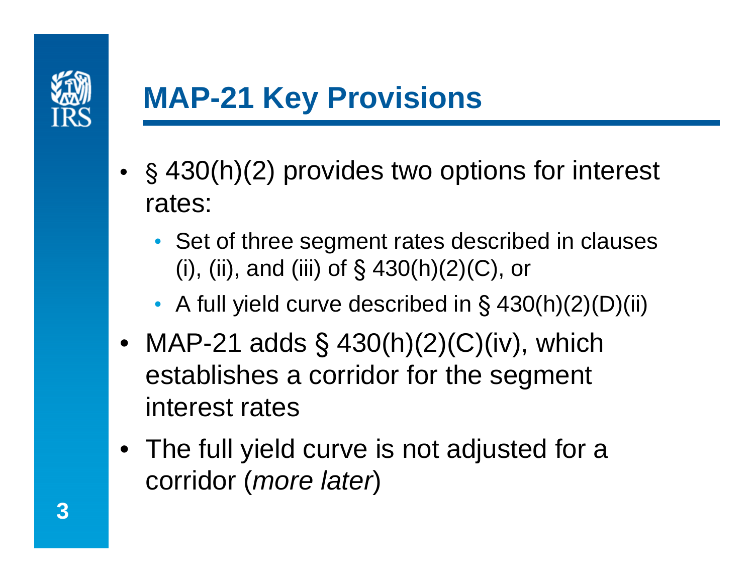# MAP-21 Key Provisions

- § 430(h)(2) provides two options for interest rates:
  - Set of three segment rates described in clauses (i), (ii), and (iii) of § 430(h)(2)(C), or
  - A full yield curve described in § 430(h)(2)(D)(ii)
- MAP-21 adds § 430(h)(2)(C)(iv), which establishes a corridor for the segment interest rates
- The full yield curve is not adjusted for a corridor (*more later*)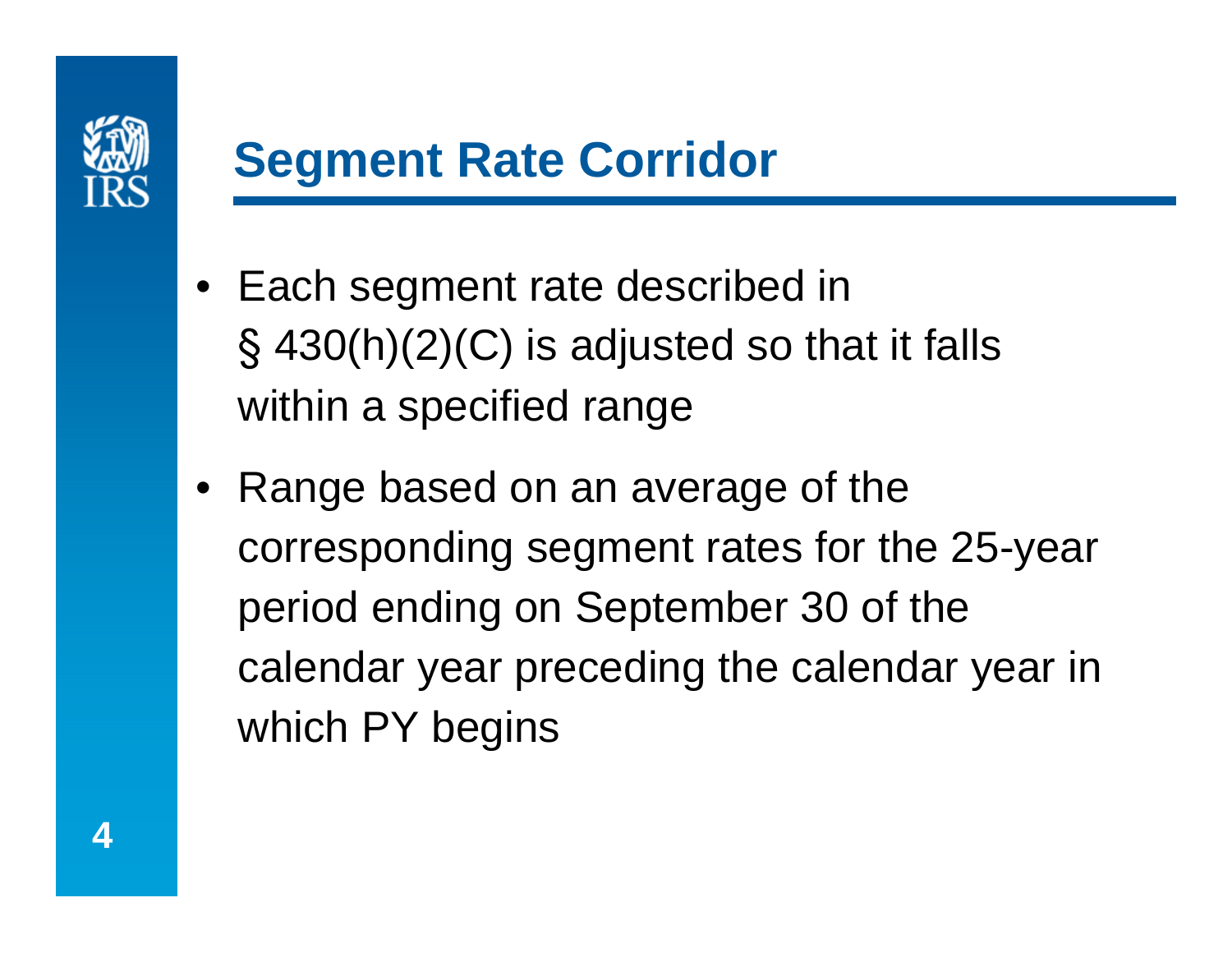# Segment Rate Corridor

- Each segment rate described in § 430(h)(2)(C) is adjusted so that it falls within a specified range
- Range based on an average of the corresponding segment rates for the 25-year period ending on September 30 of the calendar year preceding the calendar year in which PY begins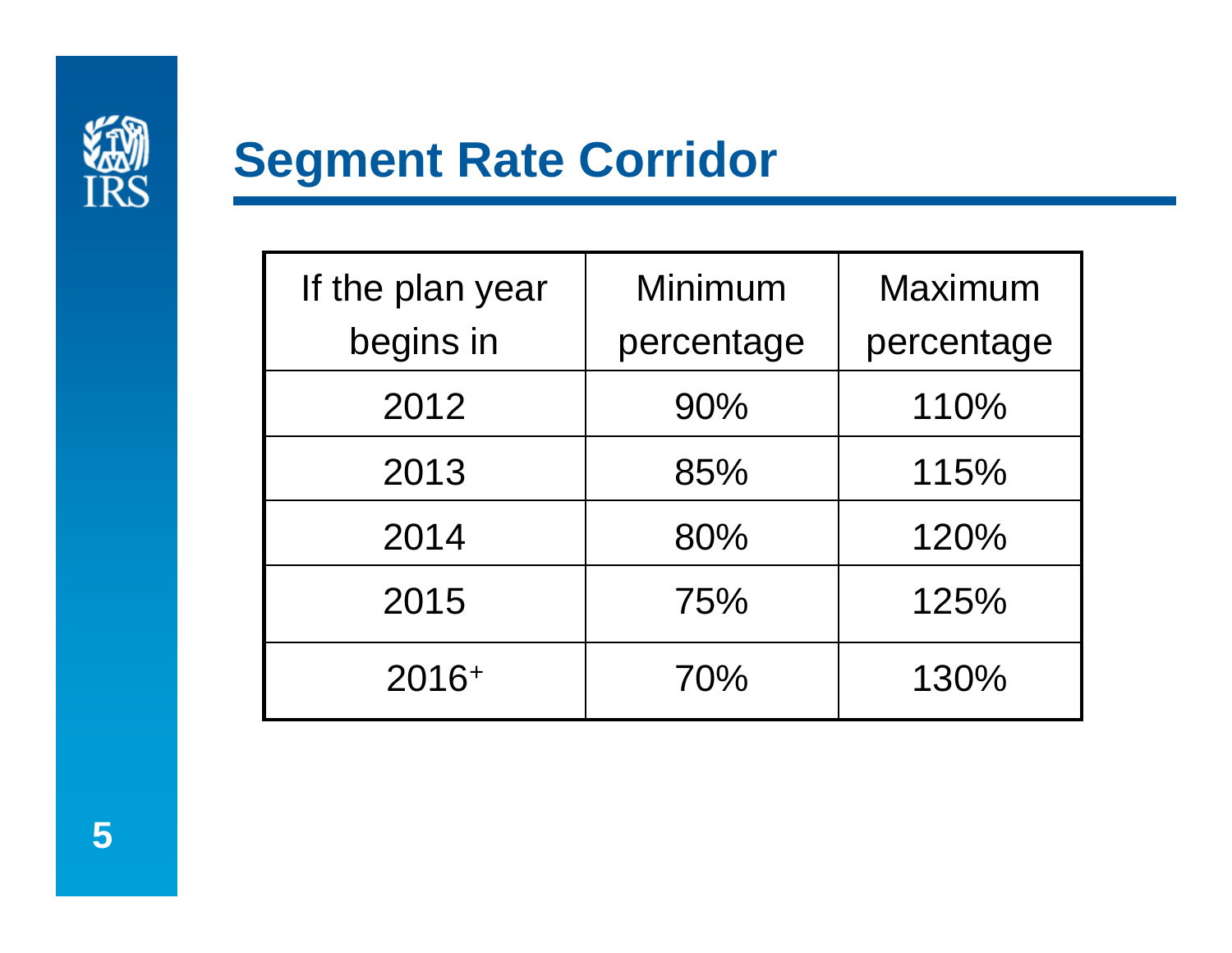# Segment Rate Corridor

| If the plan year begins in | Minimum percentage | Maximum percentage |
|---|---|---|
| 2012 | 90% | 110% |
| 2013 | 85% | 115% |
| 2014 | 80% | 120% |
| 2015 | 75% | 125% |
| $2016^{+}$ | 70% | 130% |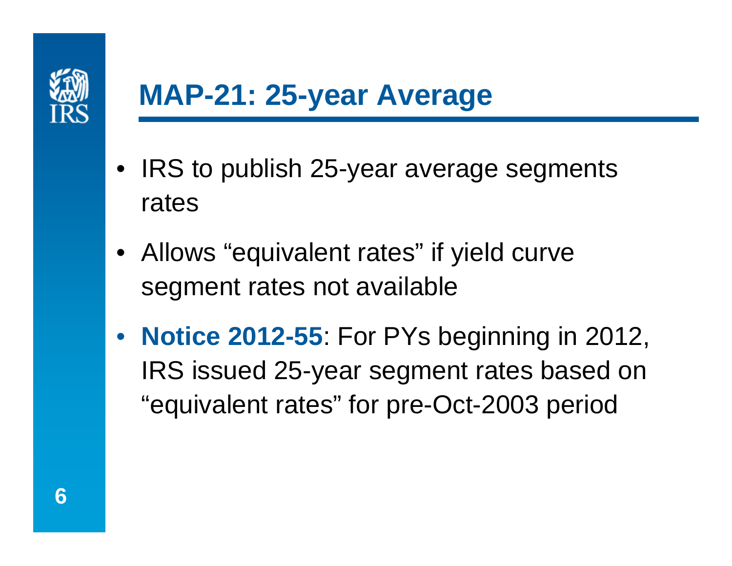# MAP-21: 25-year Average

- IRS to publish 25-year average segments rates
- Allows "equivalent rates" if yield curve segment rates not available
- **Notice 2012-55**: For PYs beginning in 2012, IRS issued 25-year segment rates based on "equivalent rates" for pre-Oct-2003 period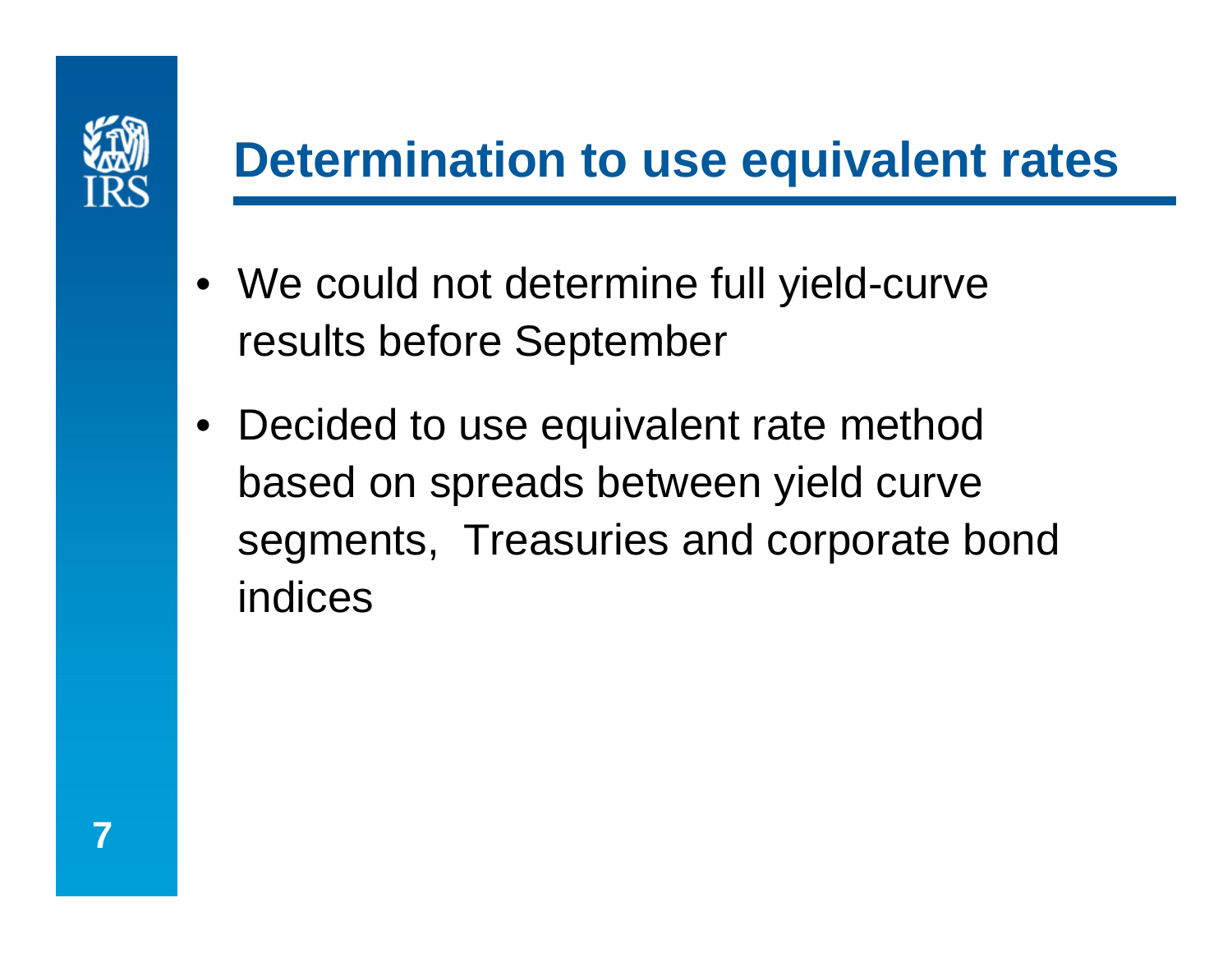# Determination to use equivalent rates

- We could not determine full yield-curve results before September
- Decided to use equivalent rate method based on spreads between yield curve segments, Treasuries and corporate bond indices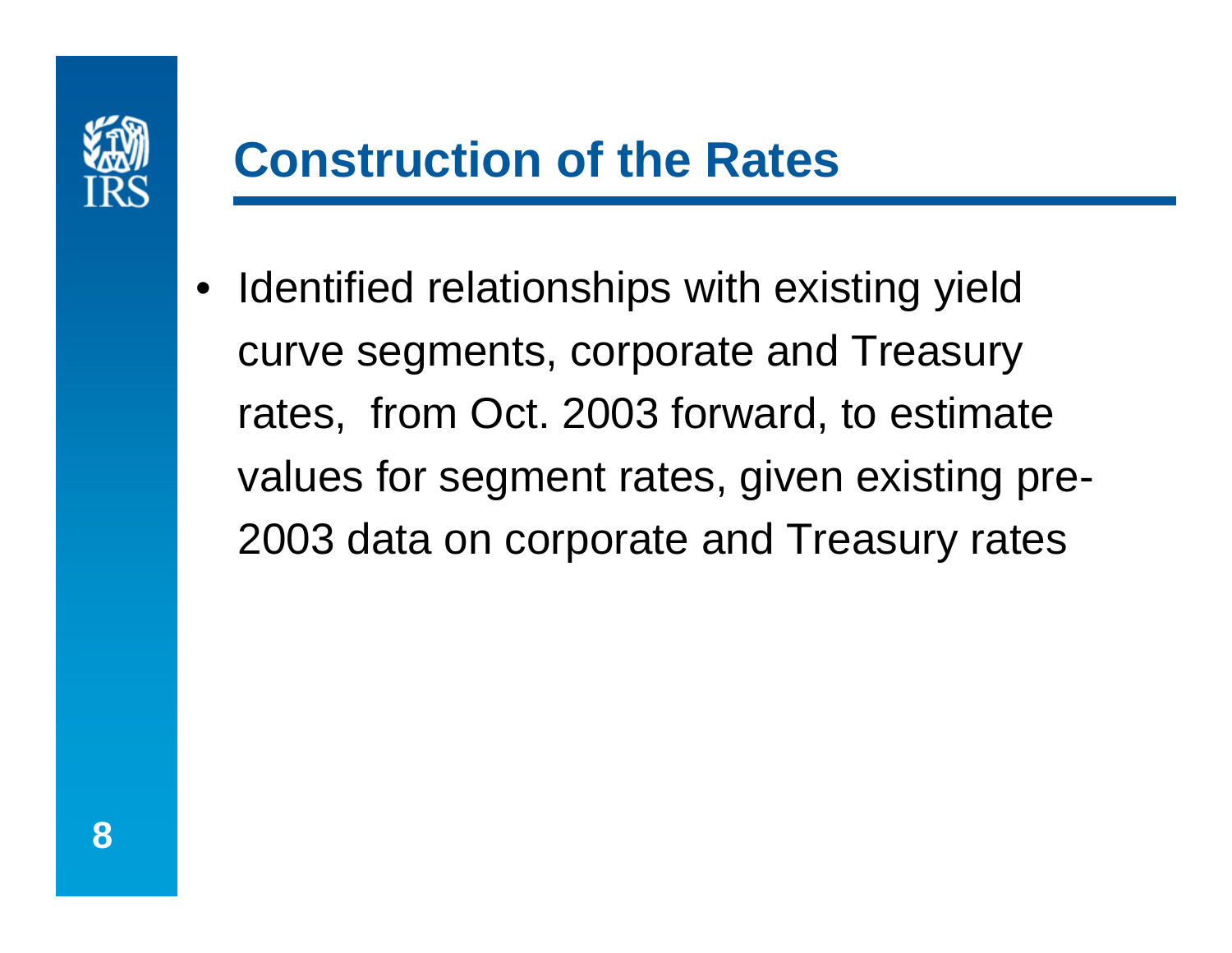# Construction of the Rates

- Identified relationships with existing yield curve segments, corporate and Treasury rates, from Oct. 2003 forward, to estimate values for segment rates, given existing pre-2003 data on corporate and Treasury rates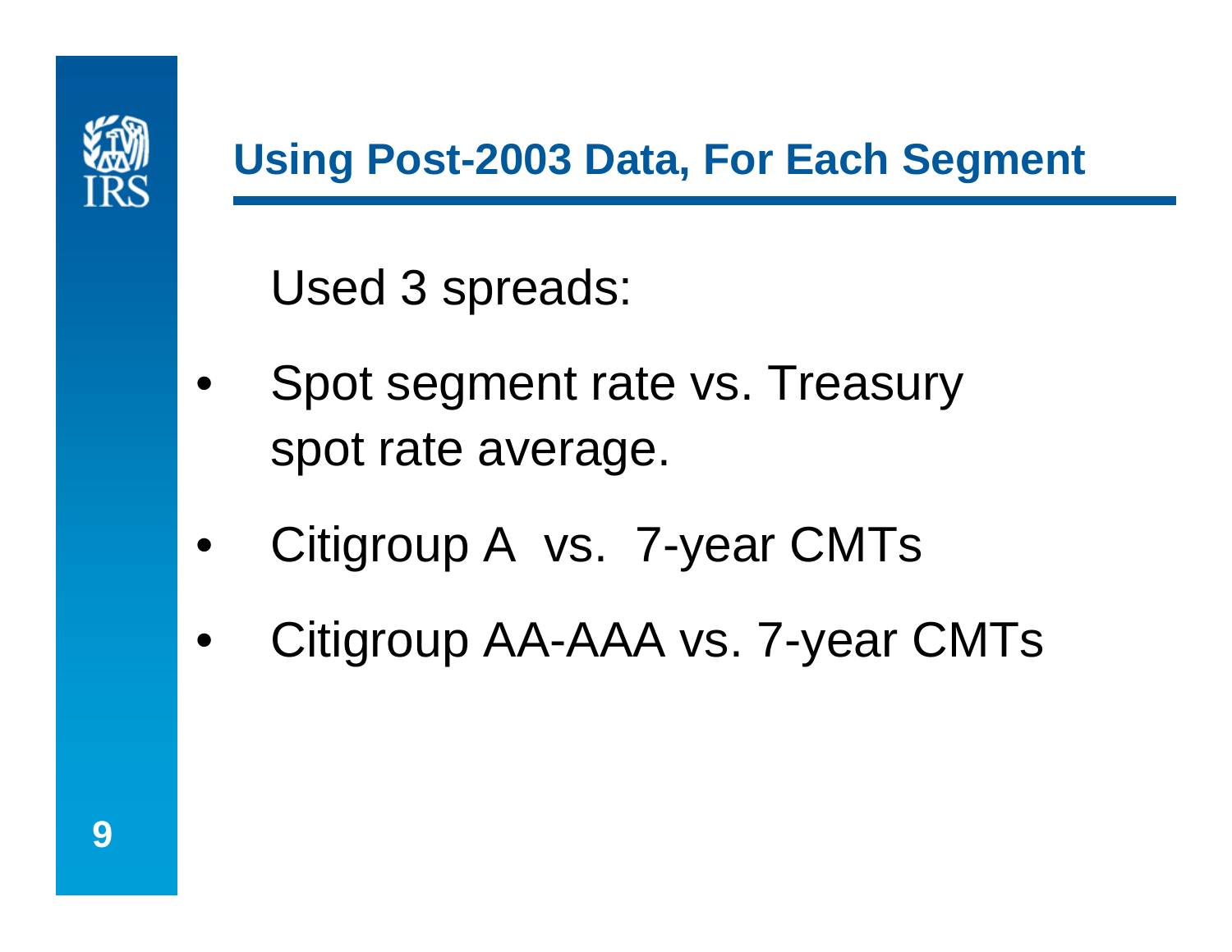## Using Post-2003 Data, For Each Segment

Used 3 spreads:

- Spot segment rate vs. Treasury spot rate average.
- Citigroup A vs. 7-year CMTs
- Citigroup AA-AAA vs. 7-year CMTs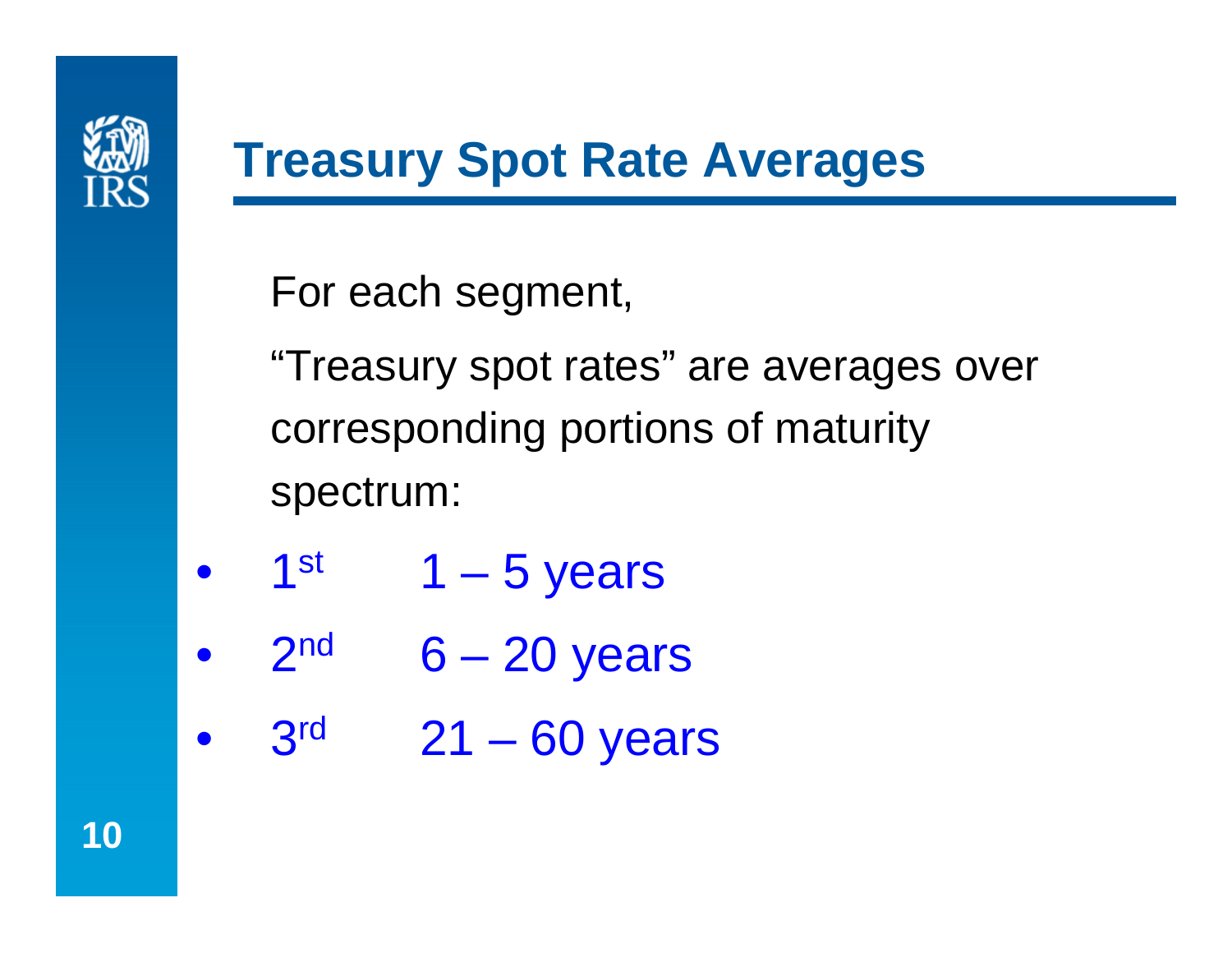# Treasury Spot Rate Averages

For each segment,

"Treasury spot rates" are averages over corresponding portions of maturity spectrum:

- 1st   1 – 5 years
- 2nd   6 – 20 years
- 3rd   21 – 60 years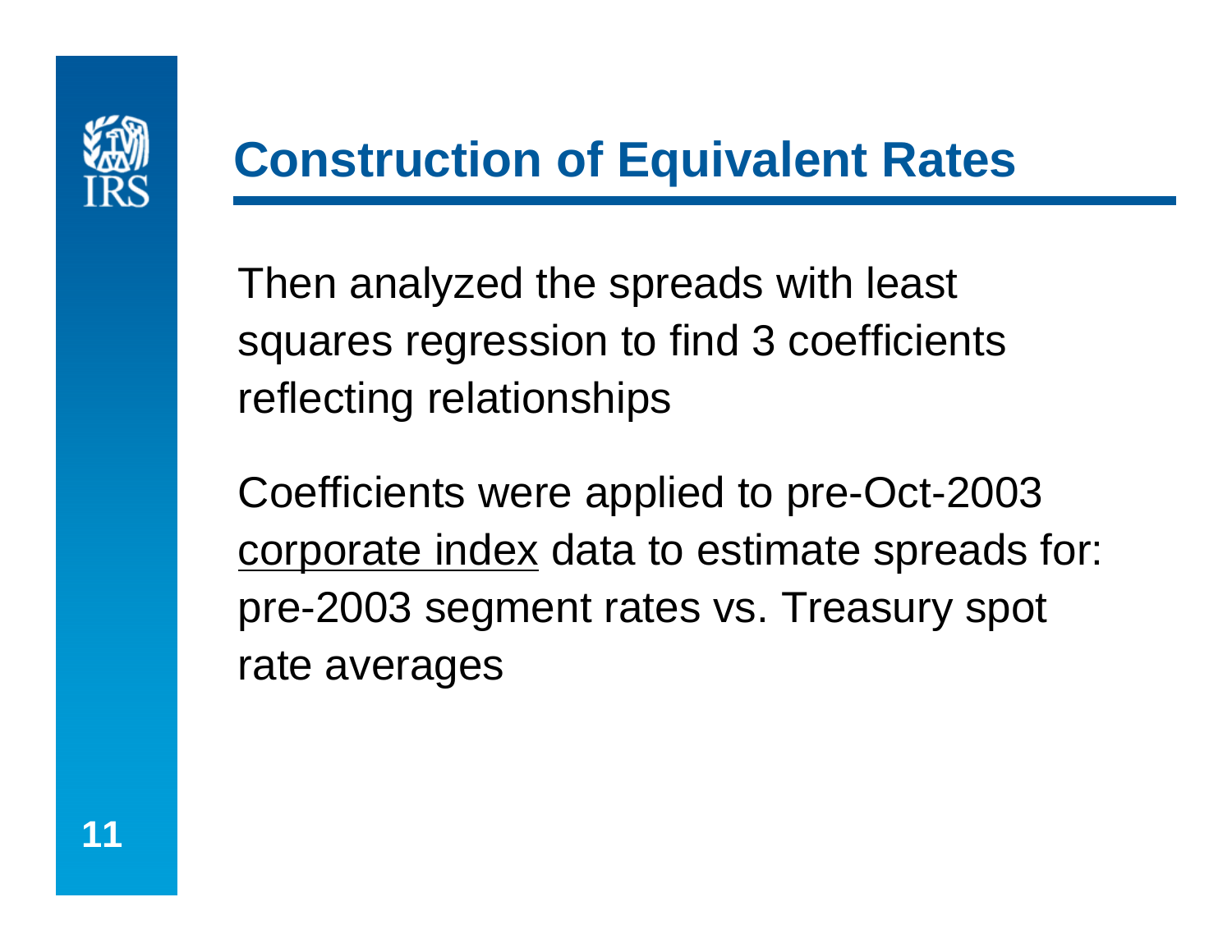# Construction of Equivalent Rates

Then analyzed the spreads with least squares regression to find 3 coefficients reflecting relationships

Coefficients were applied to pre-Oct-2003 <u>corporate index</u> data to estimate spreads for: pre-2003 segment rates vs. Treasury spot rate averages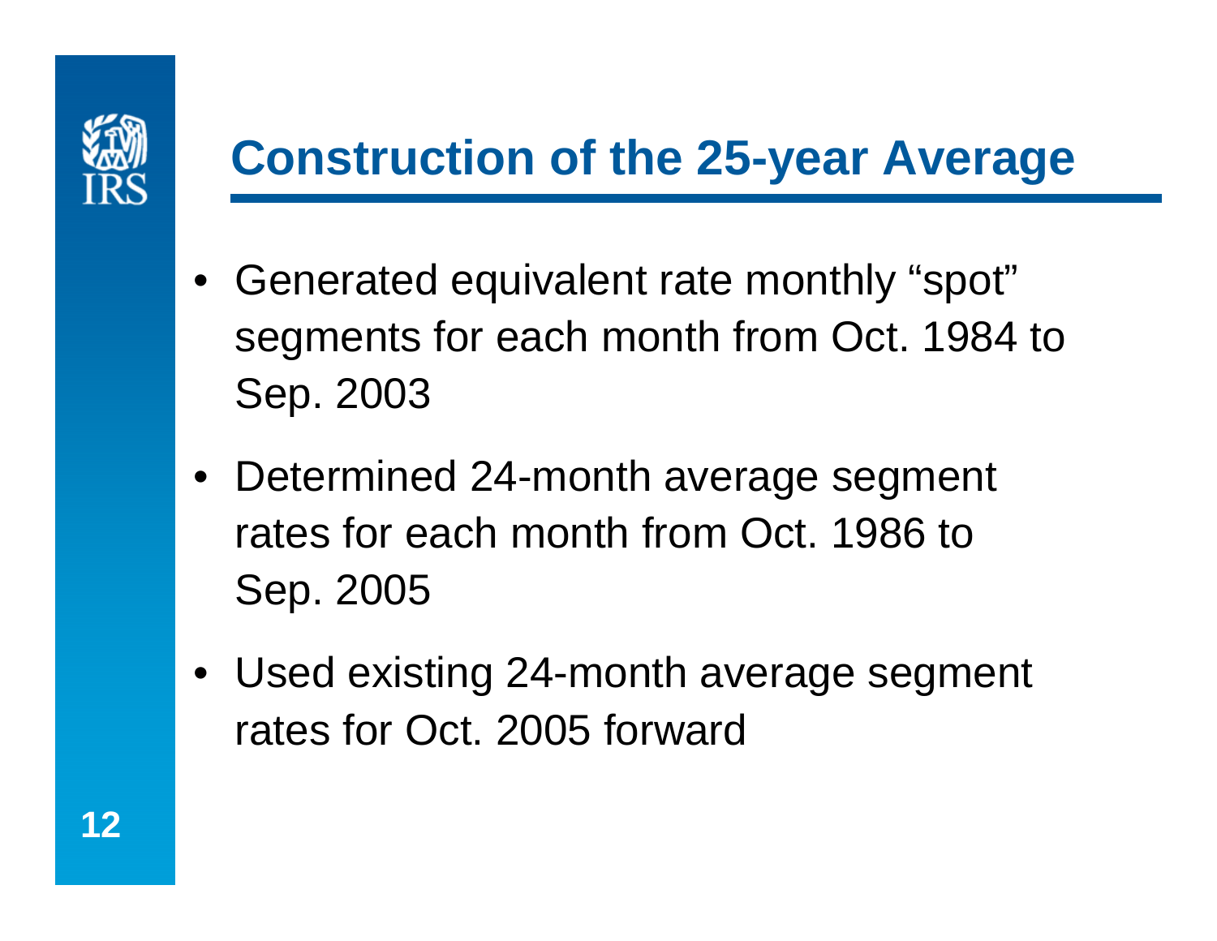# Construction of the 25-year Average

- Generated equivalent rate monthly “spot” segments for each month from Oct. 1984 to Sep. 2003
- Determined 24-month average segment rates for each month from Oct. 1986 to Sep. 2005
- Used existing 24-month average segment rates for Oct. 2005 forward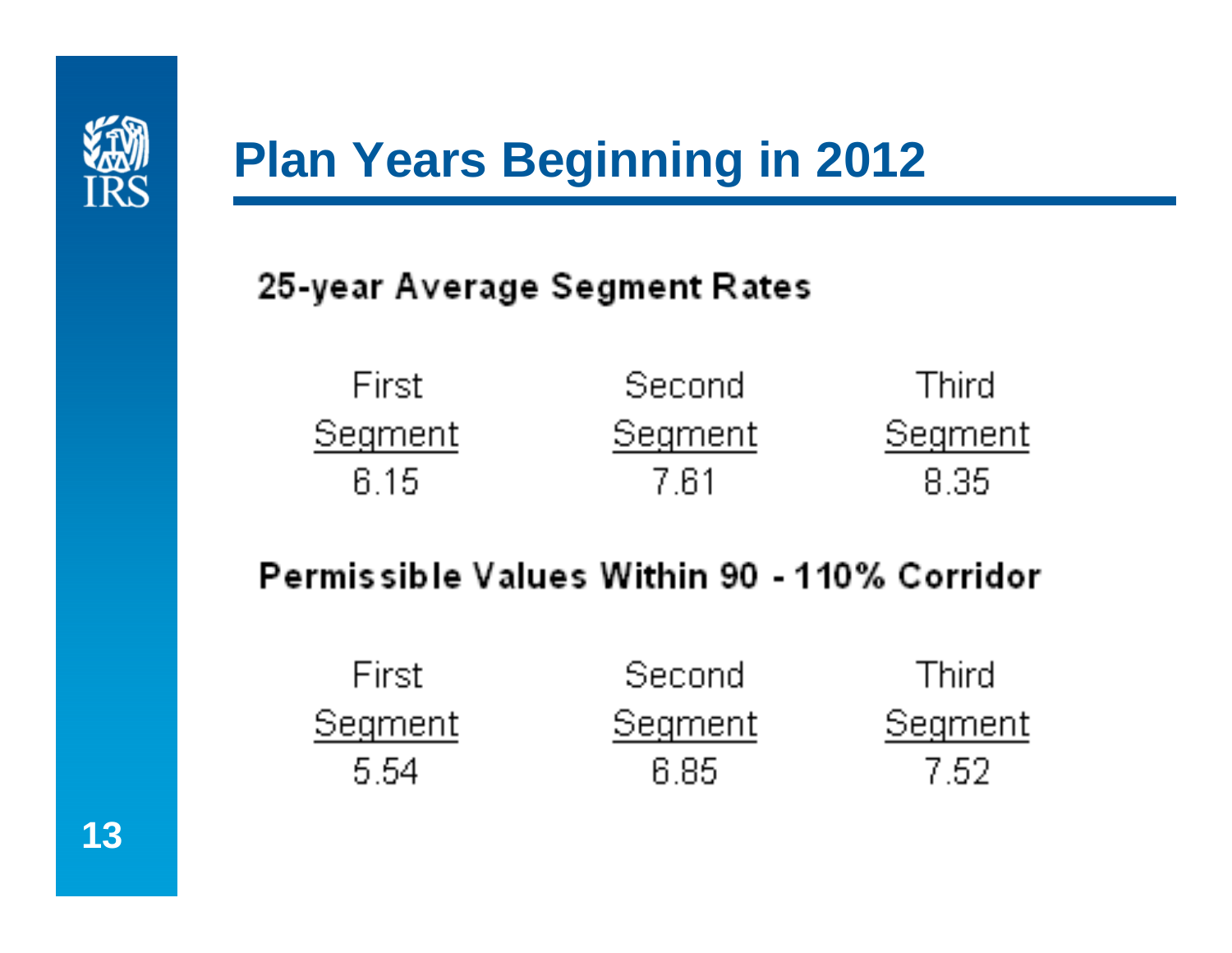# Plan Years Beginning in 2012

## 25-year Average Segment Rates

| First Segment | Second Segment | Third Segment |
|---|---|---|
| 6.15 | 7.61 | 8.35 |

## Permissible Values Within 90 - 110% Corridor

| First Segment | Second Segment | Third Segment |
|---|---|---|
| 5.54 | 6.85 | 7.52 |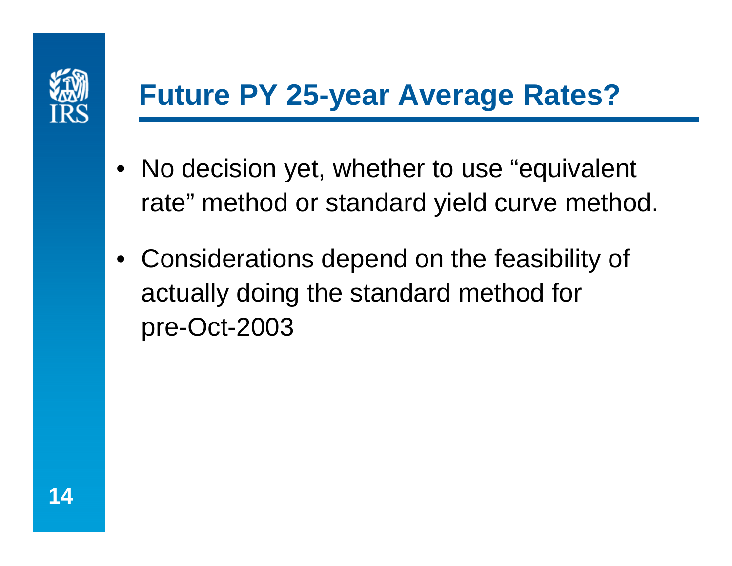# Future PY 25-year Average Rates?

- No decision yet, whether to use "equivalent rate" method or standard yield curve method.
- Considerations depend on the feasibility of actually doing the standard method for pre-Oct-2003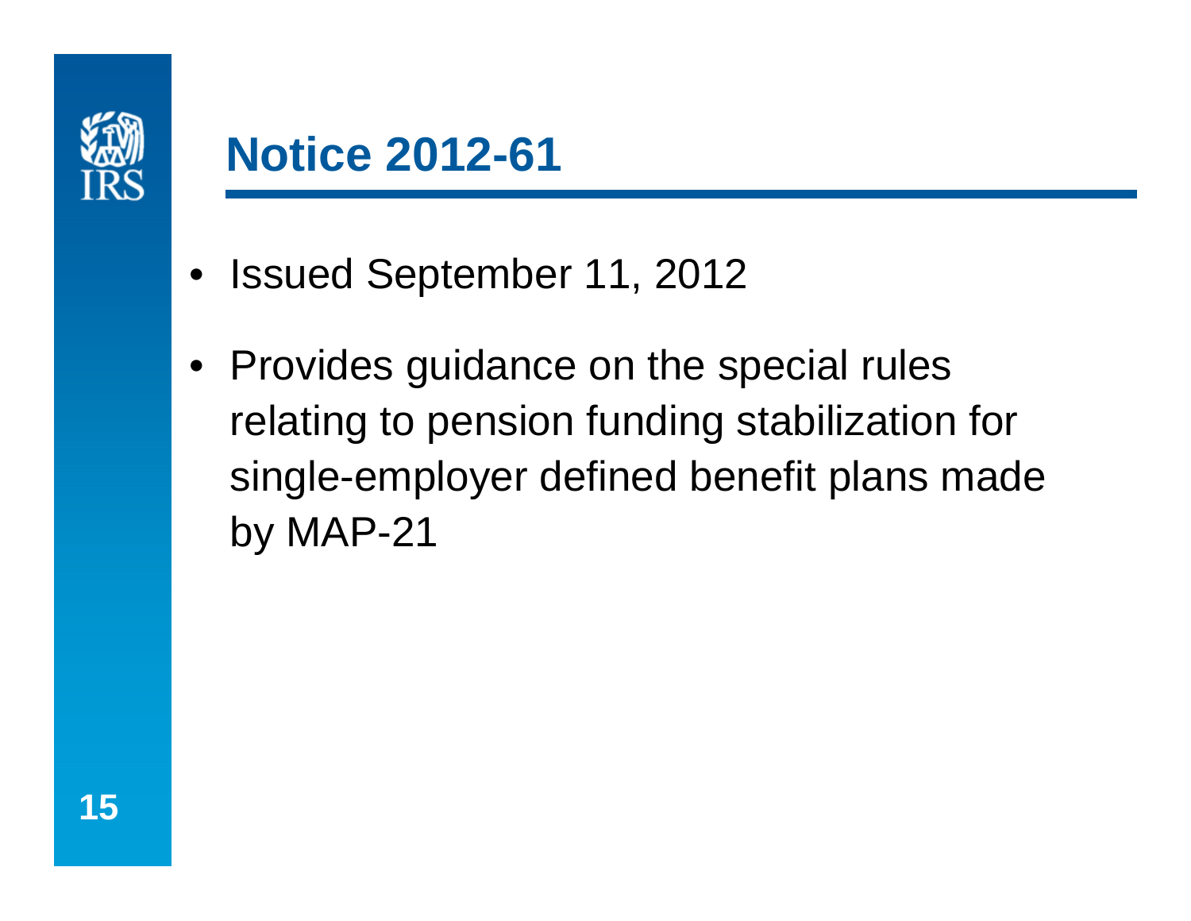# Notice 2012-61

- Issued September 11, 2012
- Provides guidance on the special rules relating to pension funding stabilization for single-employer defined benefit plans made by MAP-21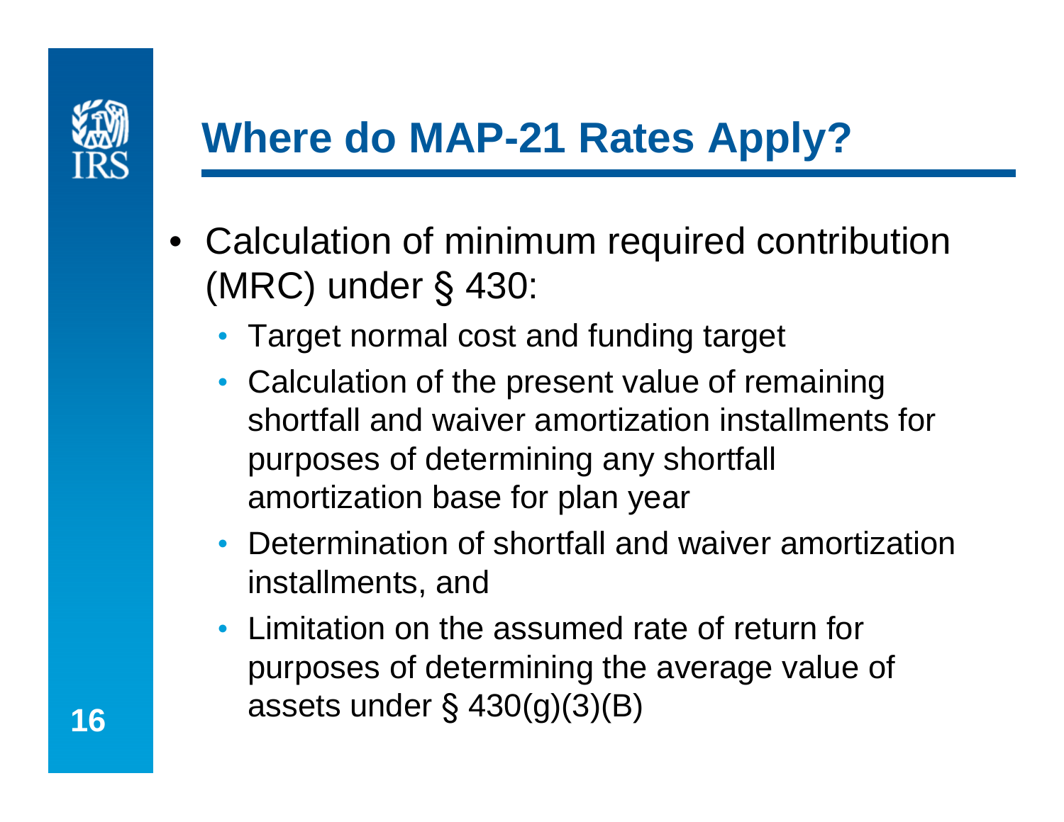# Where do MAP-21 Rates Apply?

- Calculation of minimum required contribution (MRC) under § 430:
  - Target normal cost and funding target
  - Calculation of the present value of remaining shortfall and waiver amortization installments for purposes of determining any shortfall amortization base for plan year
  - Determination of shortfall and waiver amortization installments, and
  - Limitation on the assumed rate of return for purposes of determining the average value of assets under § 430(g)(3)(B)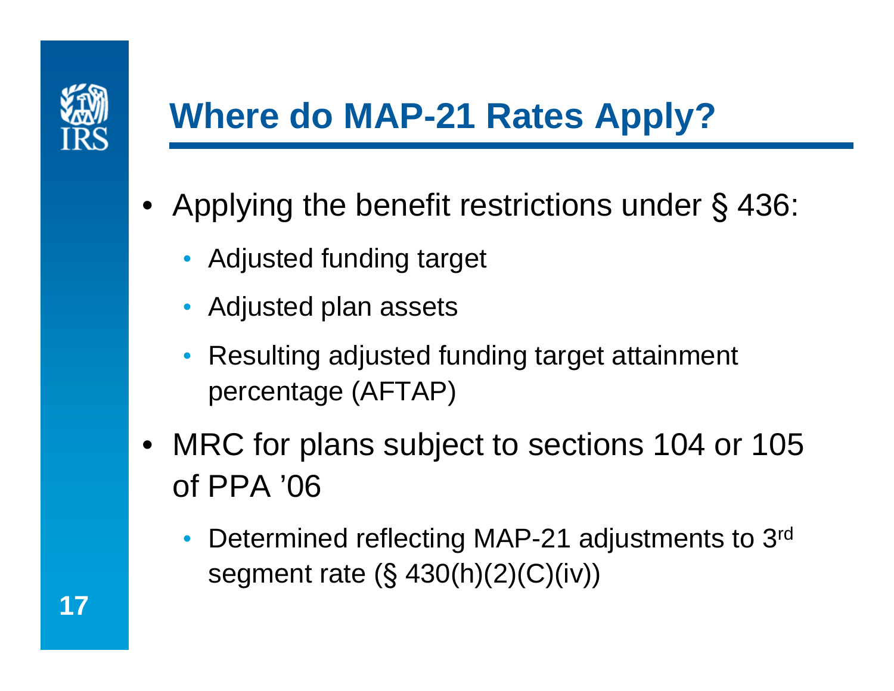# Where do MAP-21 Rates Apply?

- Applying the benefit restrictions under § 436:
  - Adjusted funding target
  - Adjusted plan assets
  - Resulting adjusted funding target attainment percentage (AFTAP)
- MRC for plans subject to sections 104 or 105 of PPA '06
  - Determined reflecting MAP-21 adjustments to 3rd segment rate (§ 430(h)(2)(C)(iv))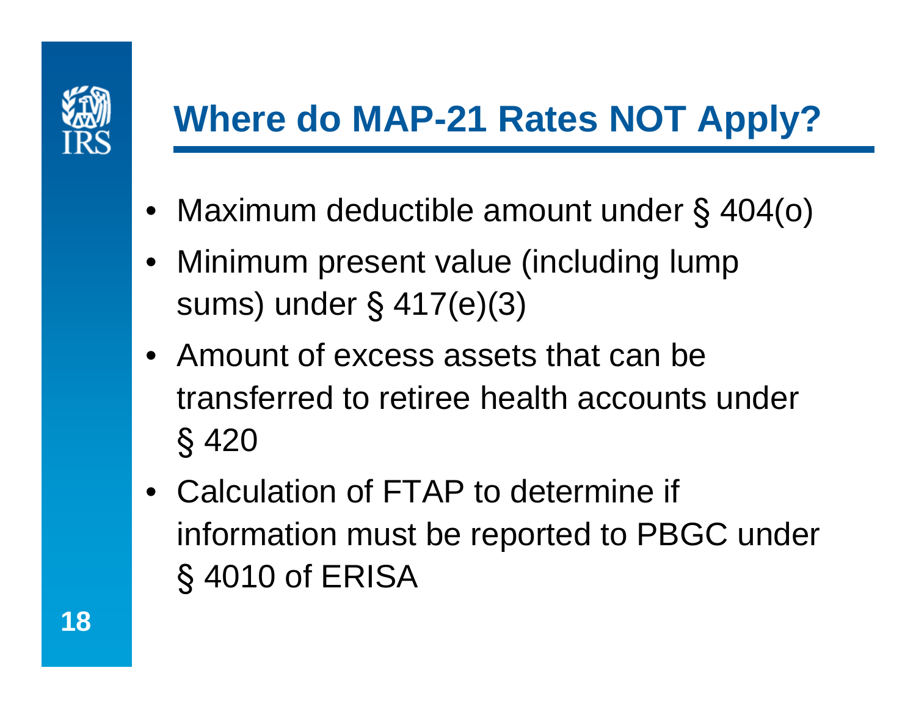# Where do MAP-21 Rates NOT Apply?

- Maximum deductible amount under § 404(o)
- Minimum present value (including lump sums) under § 417(e)(3)
- Amount of excess assets that can be transferred to retiree health accounts under § 420
- Calculation of FTAP to determine if information must be reported to PBGC under § 4010 of ERISA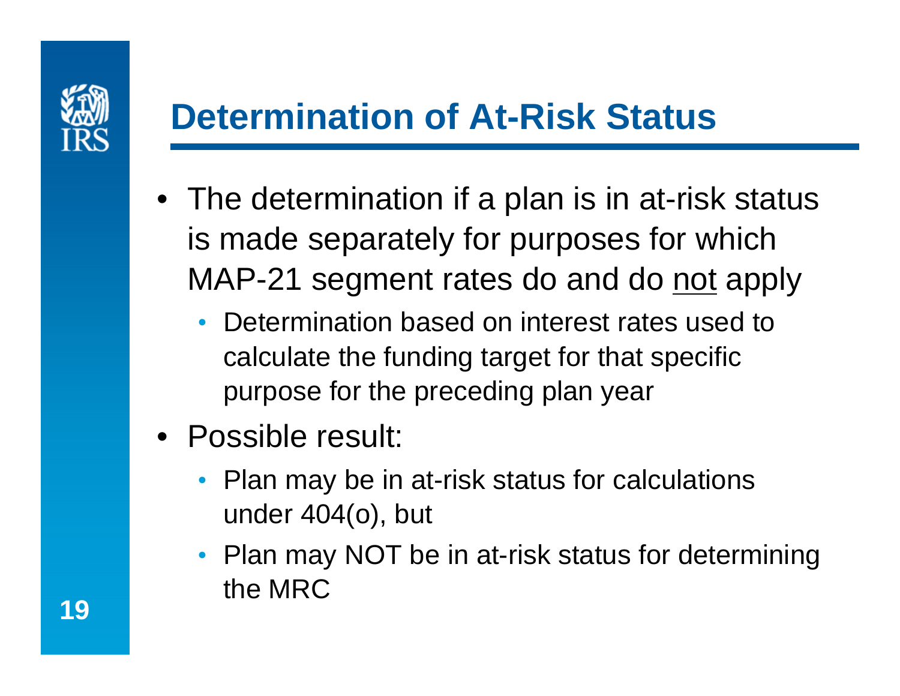# Determination of At-Risk Status

- The determination if a plan is in at-risk status is made separately for purposes for which MAP-21 segment rates do and do <u>not</u> apply
  - Determination based on interest rates used to calculate the funding target for that specific purpose for the preceding plan year
- Possible result:
  - Plan may be in at-risk status for calculations under 404(o), but
  - Plan may NOT be in at-risk status for determining the MRC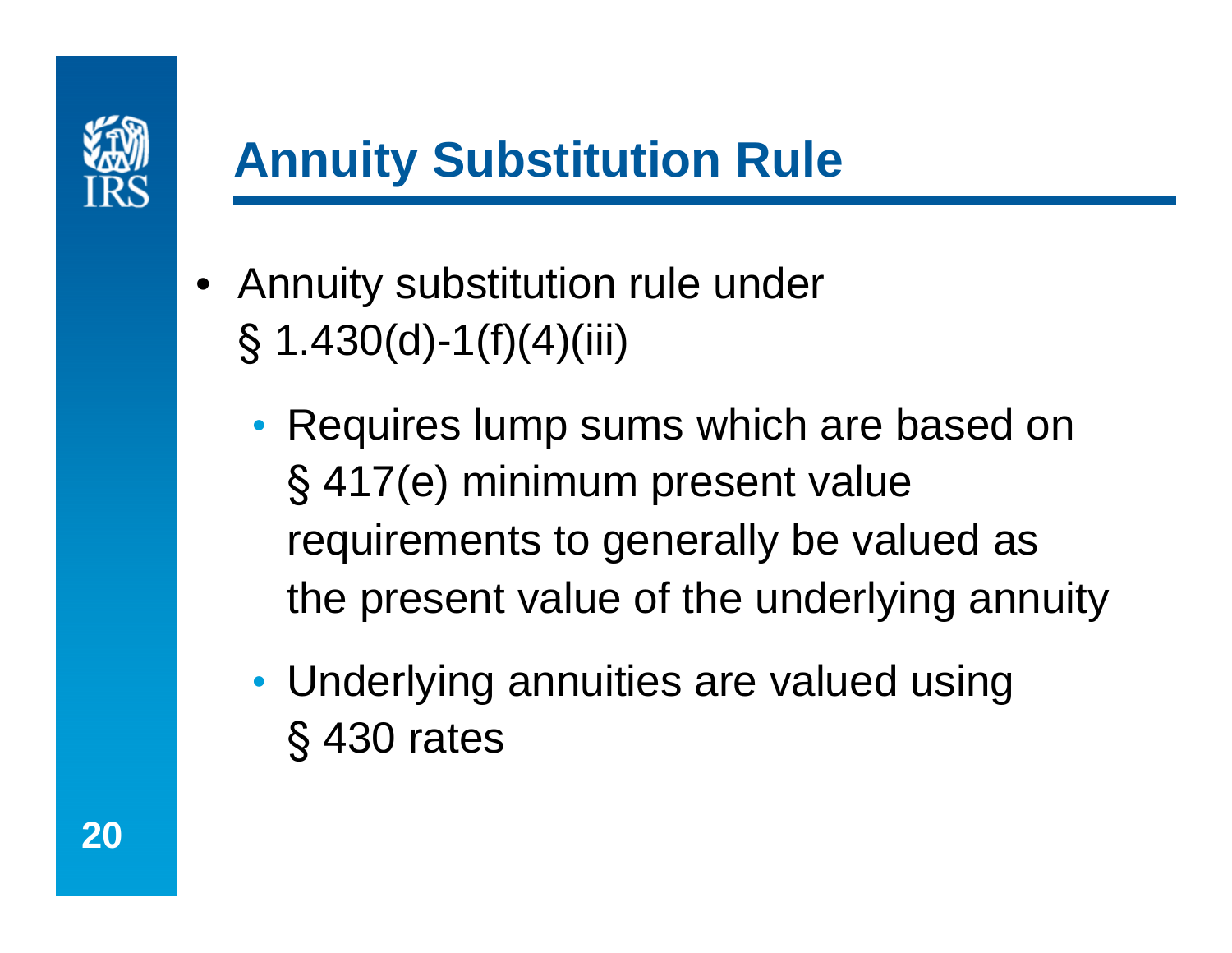# Annuity Substitution Rule

- Annuity substitution rule under § 1.430(d)-1(f)(4)(iii)
  - Requires lump sums which are based on § 417(e) minimum present value requirements to generally be valued as the present value of the underlying annuity
  - Underlying annuities are valued using § 430 rates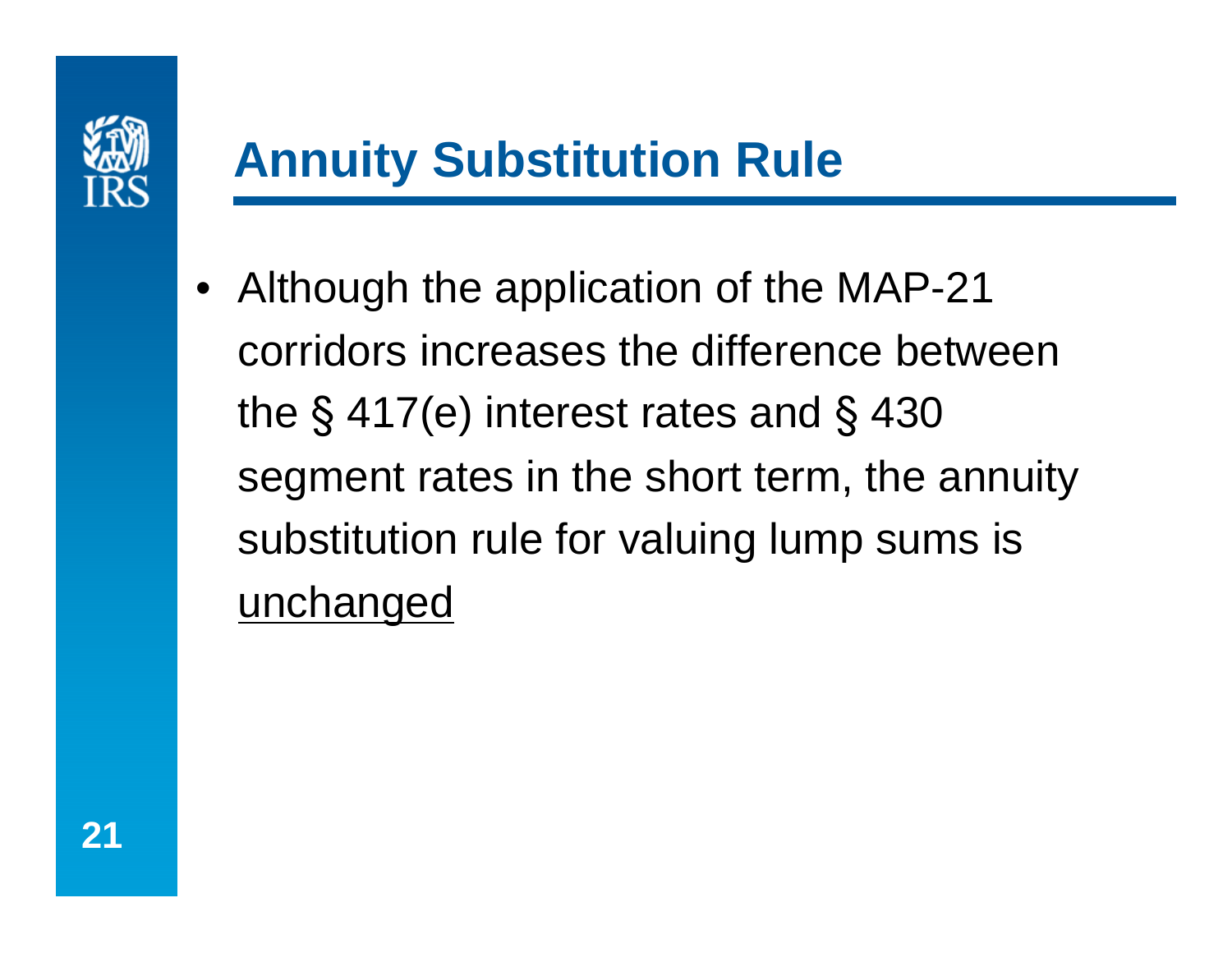## Annuity Substitution Rule

- Although the application of the MAP-21 corridors increases the difference between the § 417(e) interest rates and § 430 segment rates in the short term, the annuity substitution rule for valuing lump sums is <u>unchanged</u>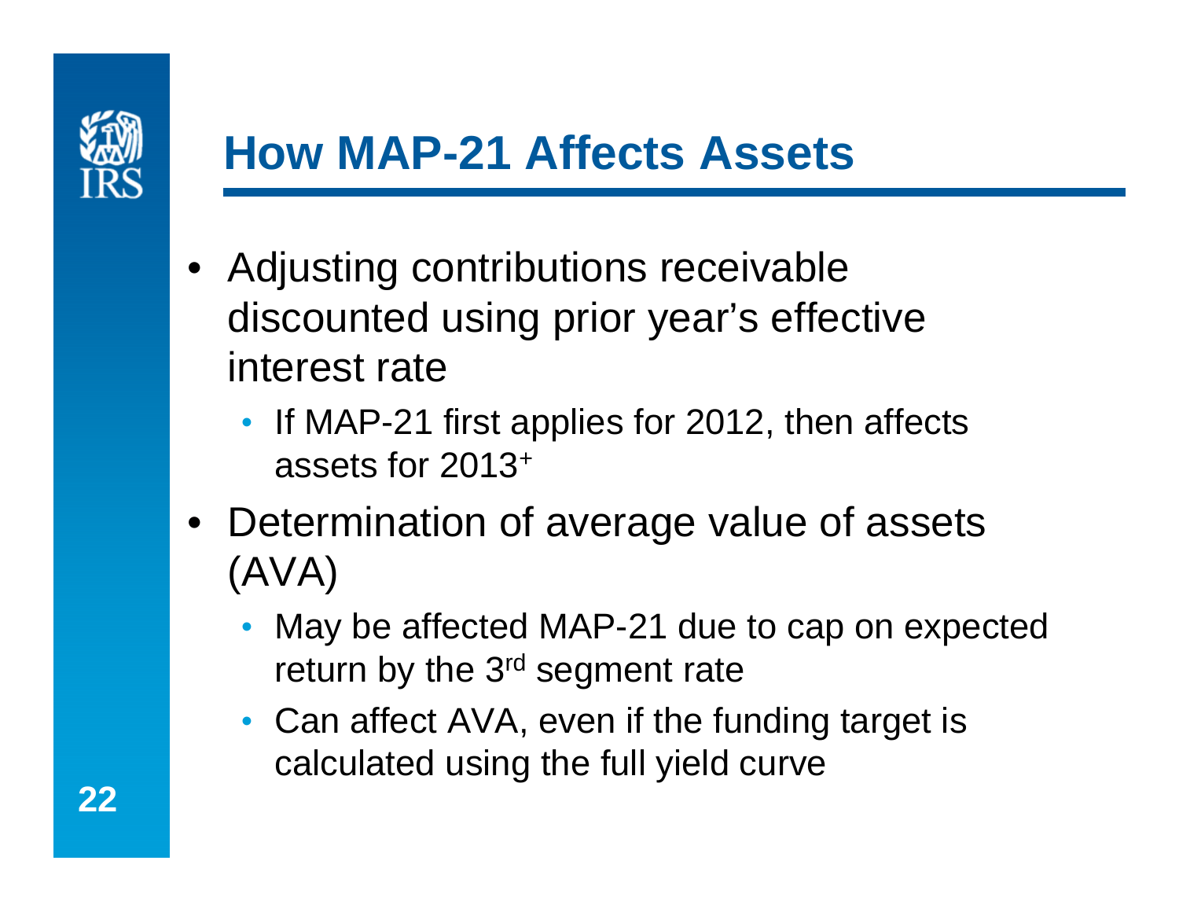# How MAP-21 Affects Assets

- Adjusting contributions receivable discounted using prior year's effective interest rate
  - If MAP-21 first applies for 2012, then affects assets for 2013+
- Determination of average value of assets (AVA)
  - May be affected MAP-21 due to cap on expected return by the 3rd segment rate
  - Can affect AVA, even if the funding target is calculated using the full yield curve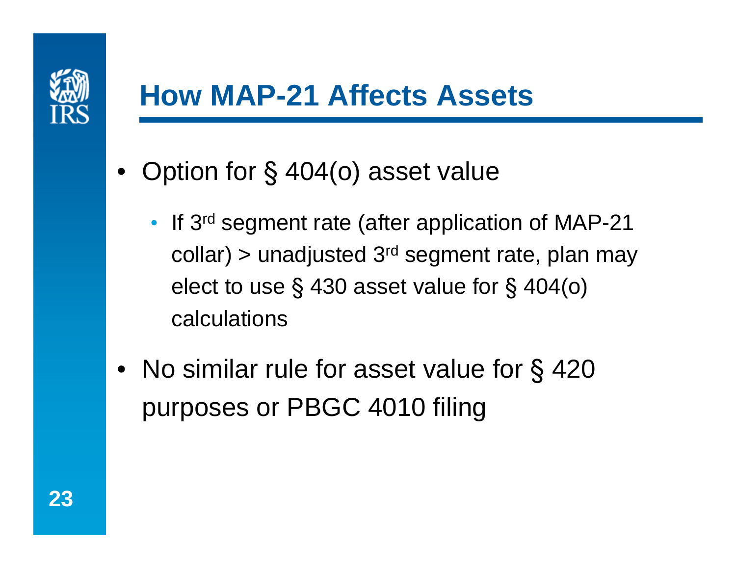# How MAP-21 Affects Assets

- Option for § 404(o) asset value
  - If 3rd segment rate (after application of MAP-21 collar) > unadjusted 3rd segment rate, plan may elect to use § 430 asset value for § 404(o) calculations
- No similar rule for asset value for § 420 purposes or PBGC 4010 filing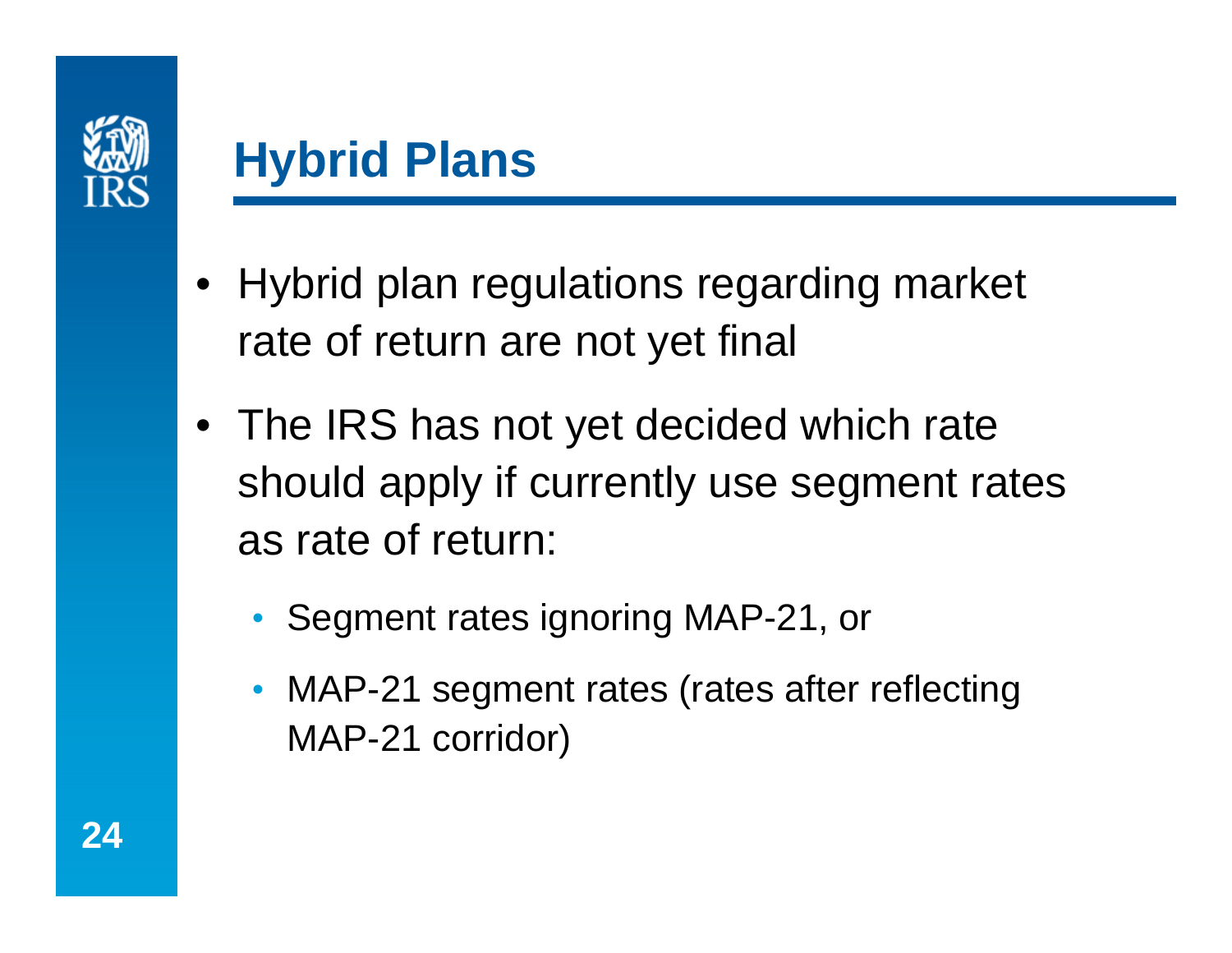# Hybrid Plans

- Hybrid plan regulations regarding market rate of return are not yet final
- The IRS has not yet decided which rate should apply if currently use segment rates as rate of return:
  - Segment rates ignoring MAP-21, or
  - MAP-21 segment rates (rates after reflecting MAP-21 corridor)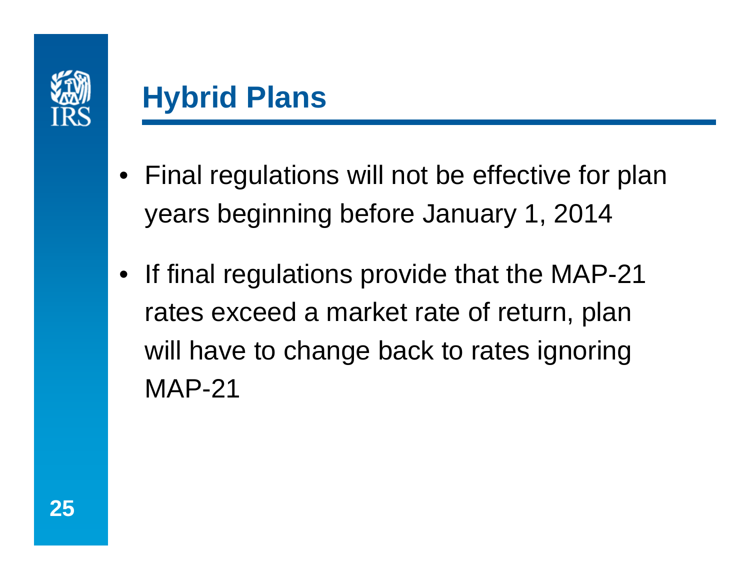# Hybrid Plans

- Final regulations will not be effective for plan years beginning before January 1, 2014
- If final regulations provide that the MAP-21 rates exceed a market rate of return, plan will have to change back to rates ignoring MAP-21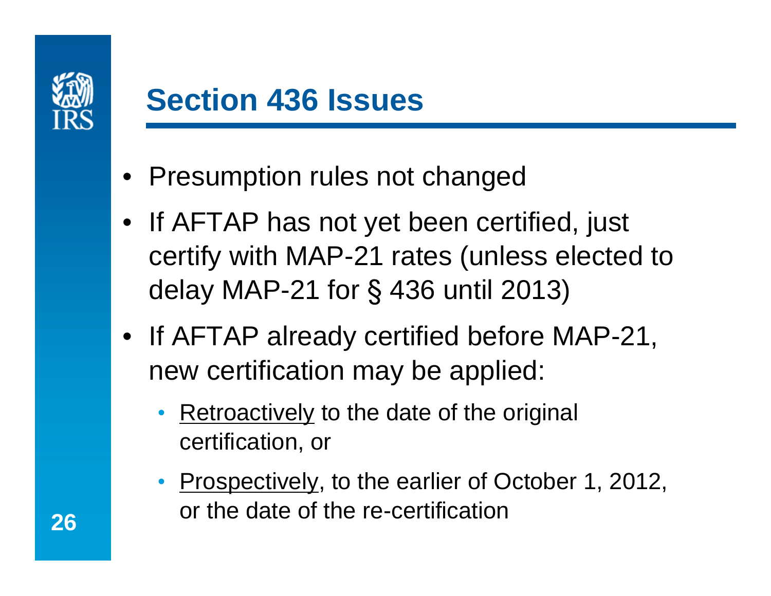# Section 436 Issues

- Presumption rules not changed
- If AFTAP has not yet been certified, just certify with MAP-21 rates (unless elected to delay MAP-21 for § 436 until 2013)
- If AFTAP already certified before MAP-21, new certification may be applied:
  - Retroactively to the date of the original certification, or
  - Prospectively, to the earlier of October 1, 2012, or the date of the re-certification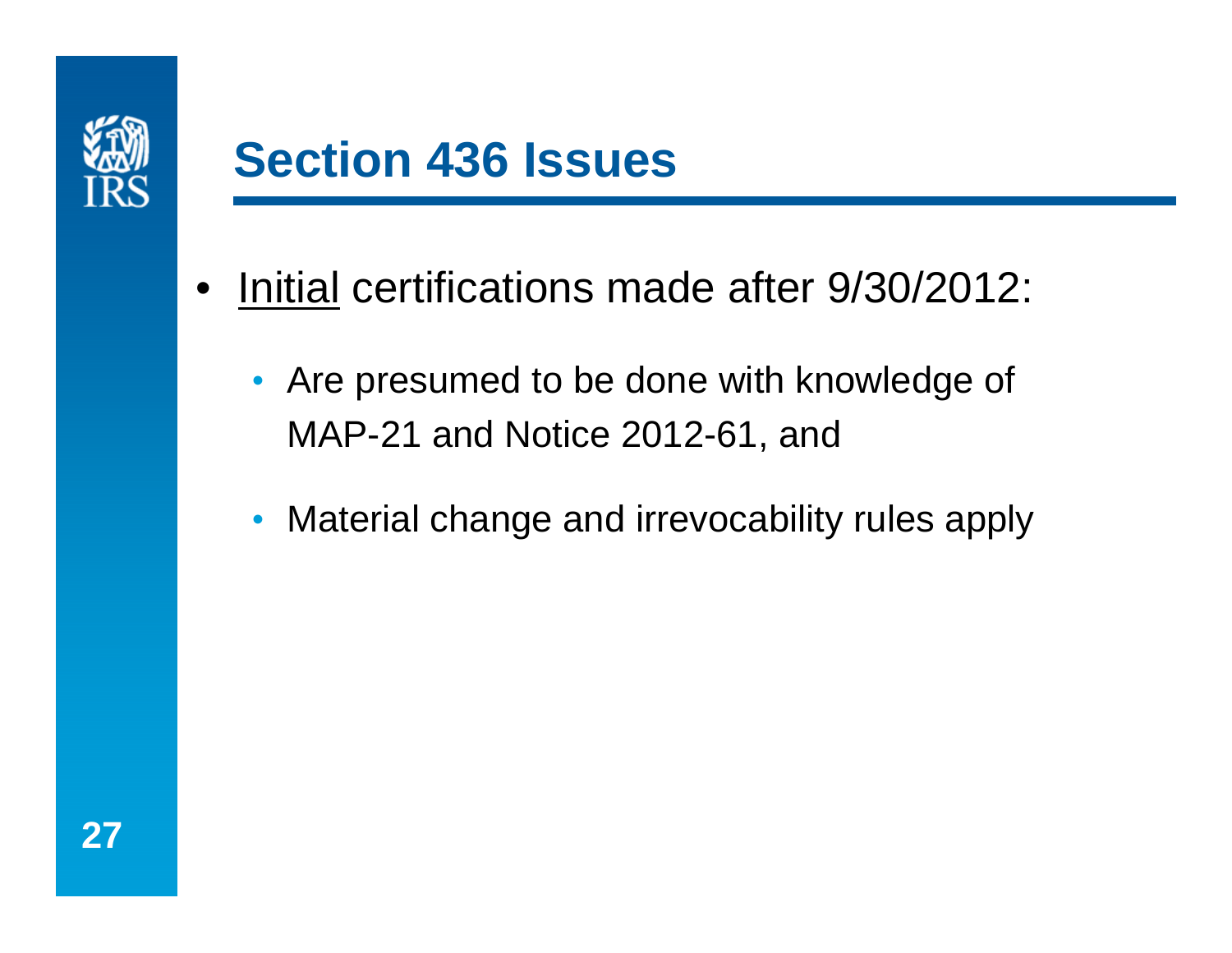# Section 436 Issues

- <u>Initial</u> certifications made after 9/30/2012:
  - Are presumed to be done with knowledge of MAP-21 and Notice 2012-61, and
  - Material change and irrevocability rules apply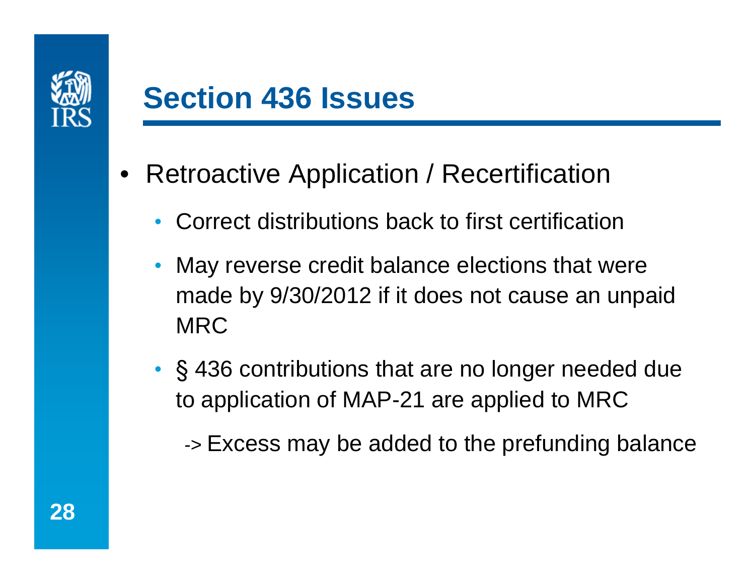# Section 436 Issues

- Retroactive Application / Recertification
  - Correct distributions back to first certification
  - May reverse credit balance elections that were made by 9/30/2012 if it does not cause an unpaid MRC
  - § 436 contributions that are no longer needed due to application of MAP-21 are applied to MRC

    -> Excess may be added to the prefunding balance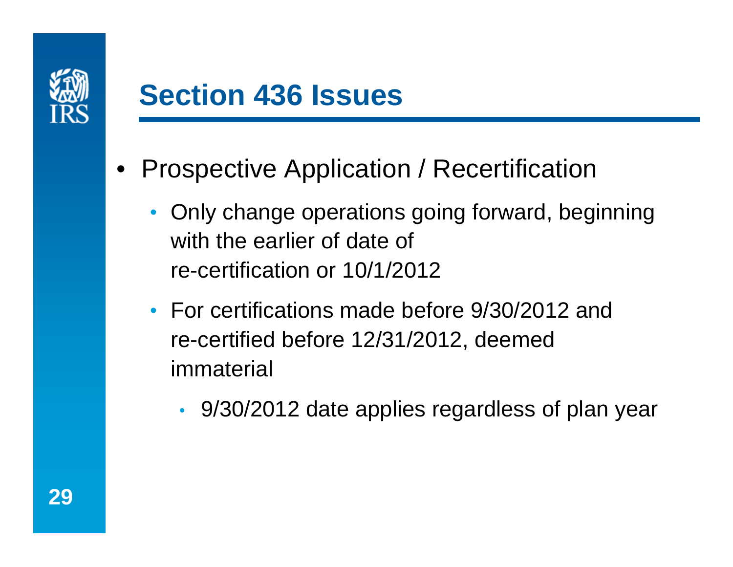# Section 436 Issues

- Prospective Application / Recertification
  - Only change operations going forward, beginning with the earlier of date of re-certification or 10/1/2012
  - For certifications made before 9/30/2012 and re-certified before 12/31/2012, deemed immaterial
    - 9/30/2012 date applies regardless of plan year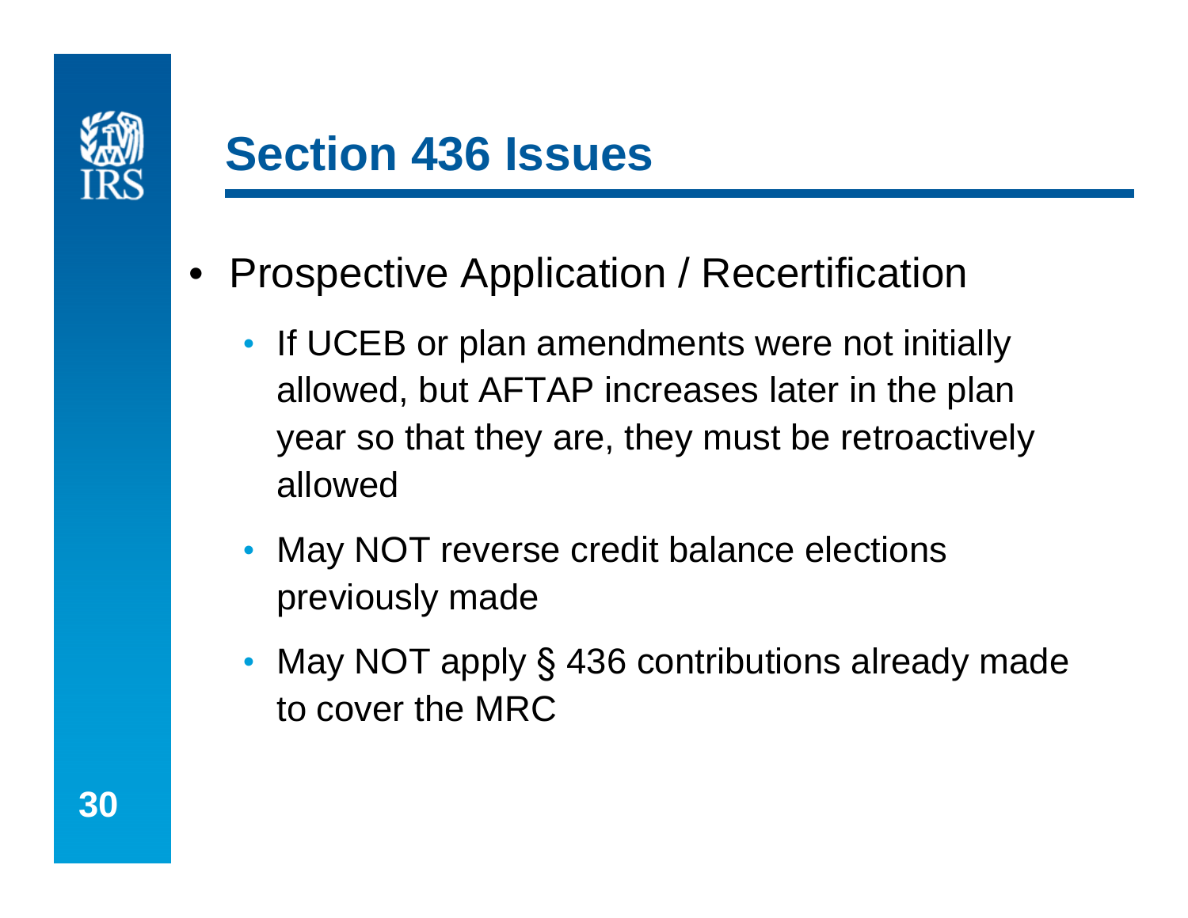# Section 436 Issues

- Prospective Application / Recertification
  - If UCEB or plan amendments were not initially allowed, but AFTAP increases later in the plan year so that they are, they must be retroactively allowed
  - May NOT reverse credit balance elections previously made
  - May NOT apply § 436 contributions already made to cover the MRC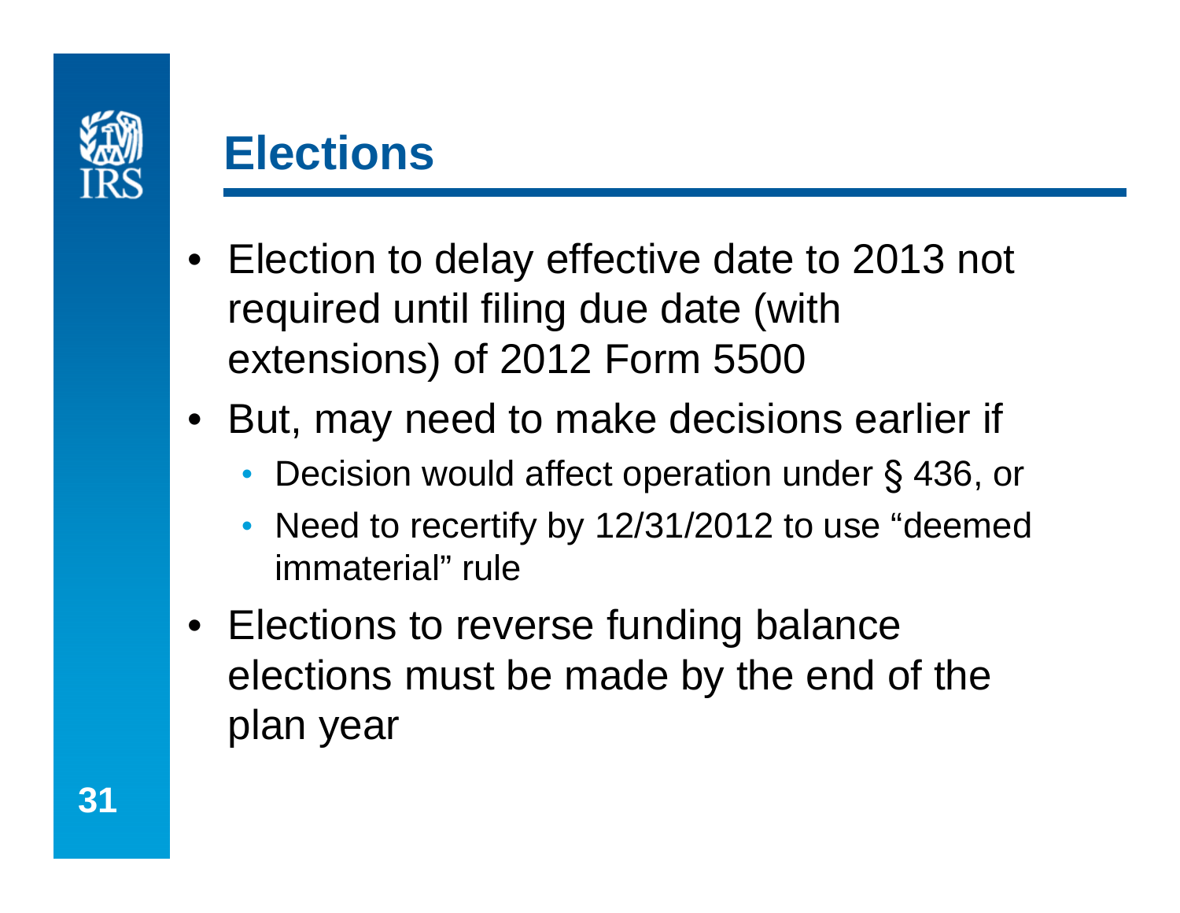# Elections

- Election to delay effective date to 2013 not required until filing due date (with extensions) of 2012 Form 5500
- But, may need to make decisions earlier if
  - Decision would affect operation under § 436, or
  - Need to recertify by 12/31/2012 to use "deemed immaterial" rule
- Elections to reverse funding balance elections must be made by the end of the plan year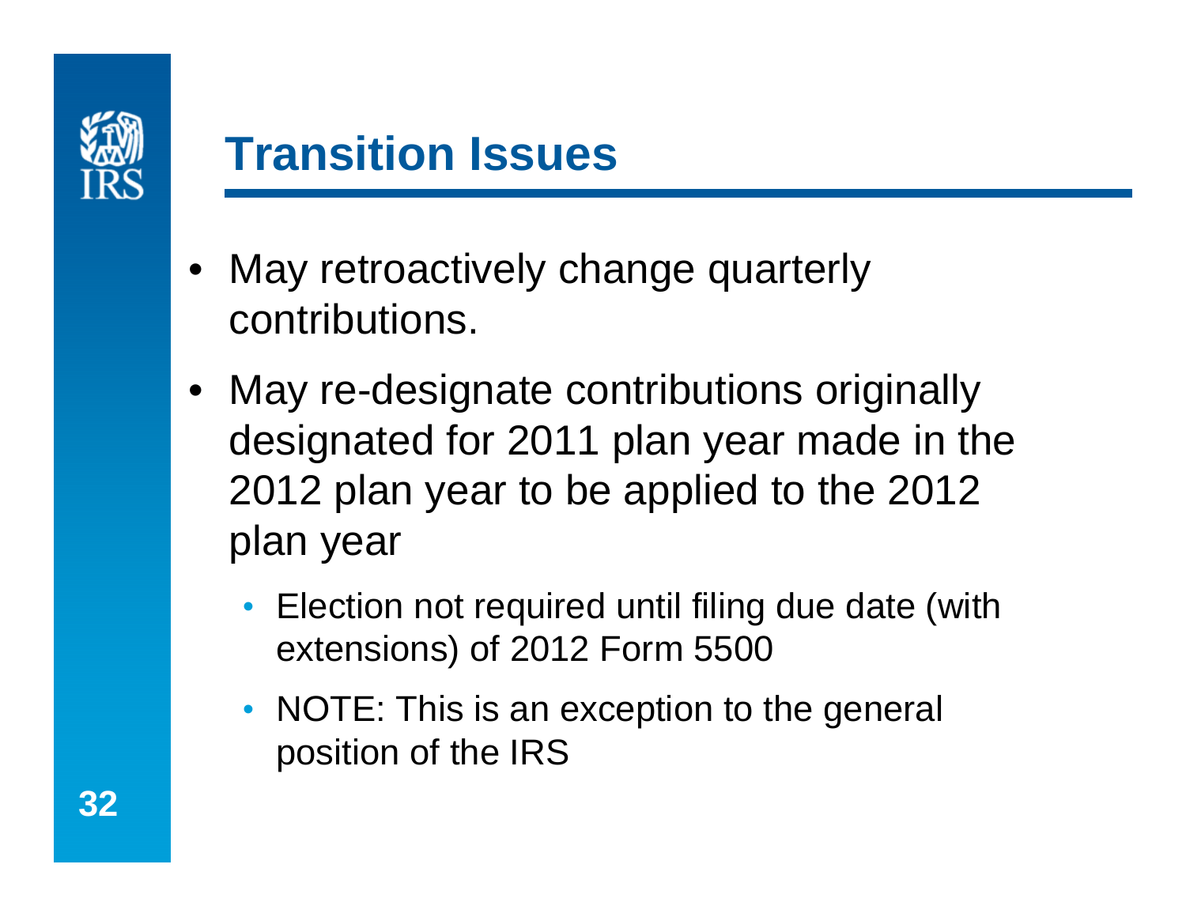# Transition Issues

- May retroactively change quarterly contributions.
- May re-designate contributions originally designated for 2011 plan year made in the 2012 plan year to be applied to the 2012 plan year
  - Election not required until filing due date (with extensions) of 2012 Form 5500
  - NOTE: This is an exception to the general position of the IRS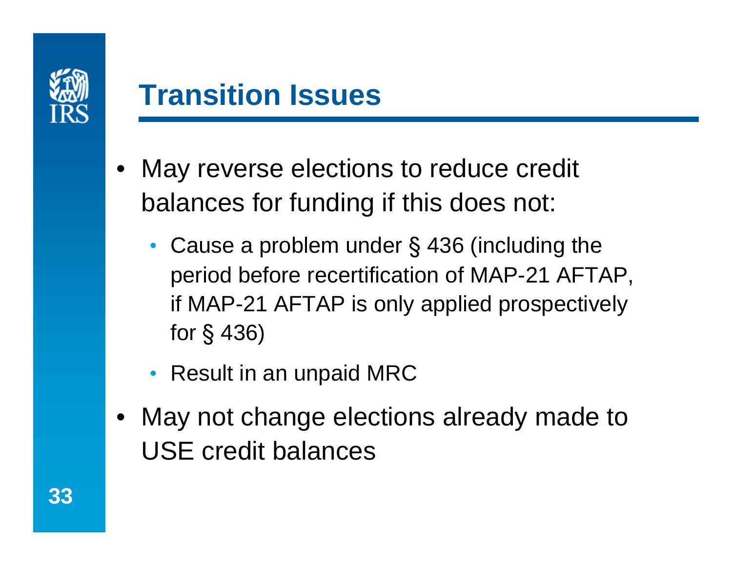# Transition Issues

- May reverse elections to reduce credit balances for funding if this does not:
  - Cause a problem under § 436 (including the period before recertification of MAP-21 AFTAP, if MAP-21 AFTAP is only applied prospectively for § 436)
  - Result in an unpaid MRC
- May not change elections already made to USE credit balances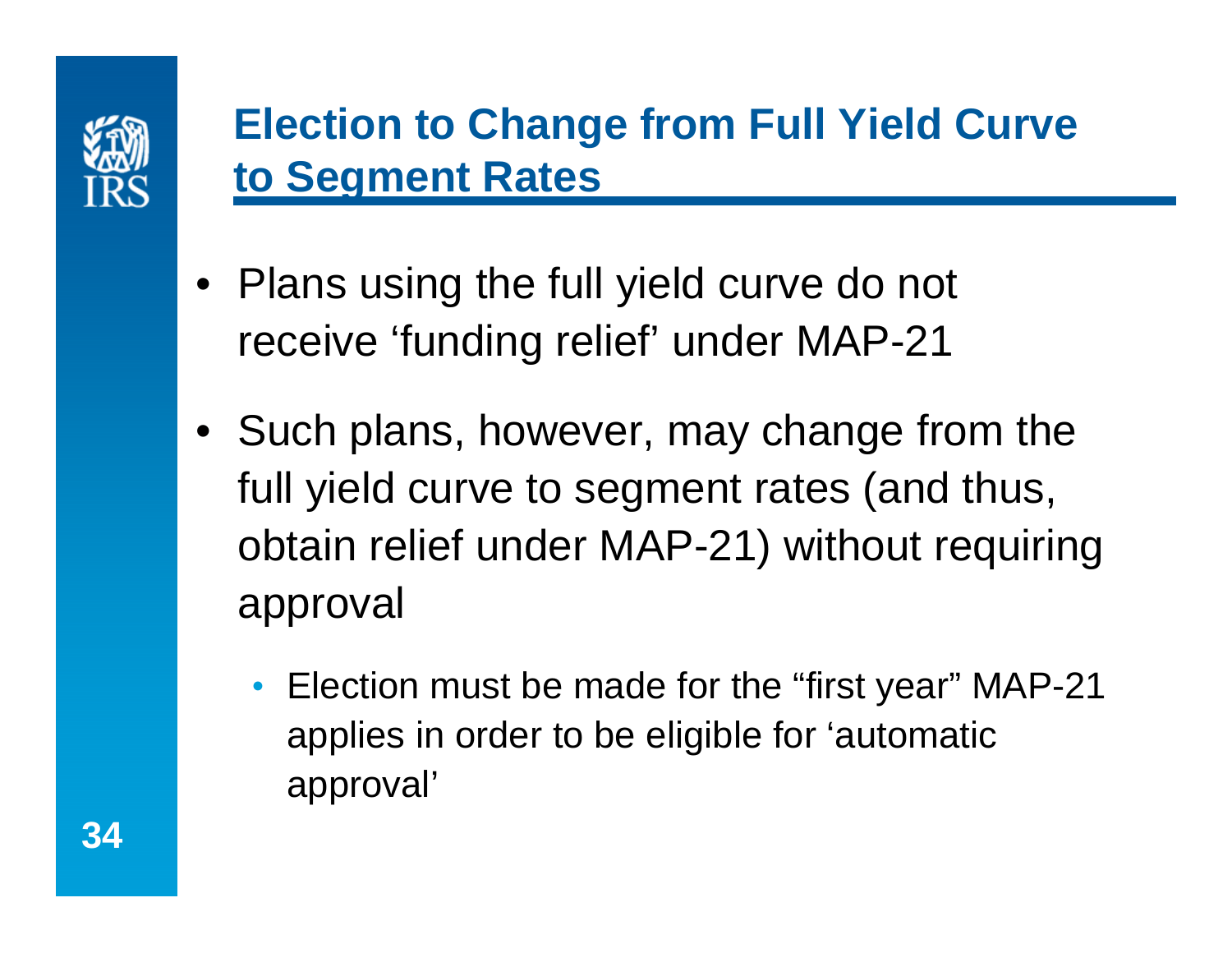## Election to Change from Full Yield Curve to Segment Rates

- Plans using the full yield curve do not receive ‘funding relief’ under MAP-21
- Such plans, however, may change from the full yield curve to segment rates (and thus, obtain relief under MAP-21) without requiring approval
  - Election must be made for the “first year” MAP-21 applies in order to be eligible for ‘automatic approval’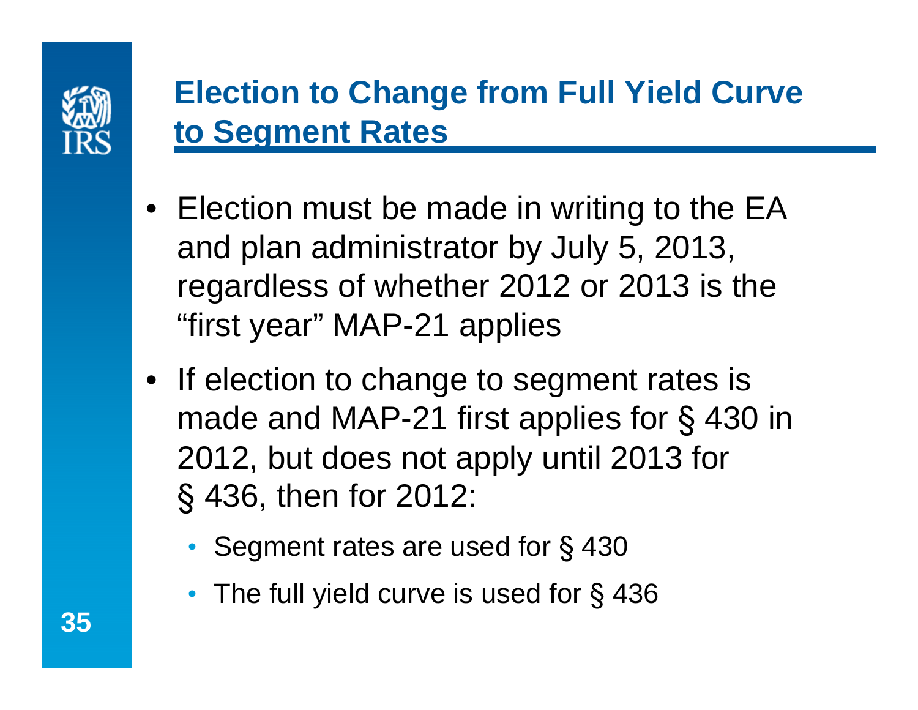## Election to Change from Full Yield Curve to Segment Rates

- Election must be made in writing to the EA and plan administrator by July 5, 2013, regardless of whether 2012 or 2013 is the "first year" MAP-21 applies
- If election to change to segment rates is made and MAP-21 first applies for § 430 in 2012, but does not apply until 2013 for § 436, then for 2012:
  - Segment rates are used for § 430
  - The full yield curve is used for § 436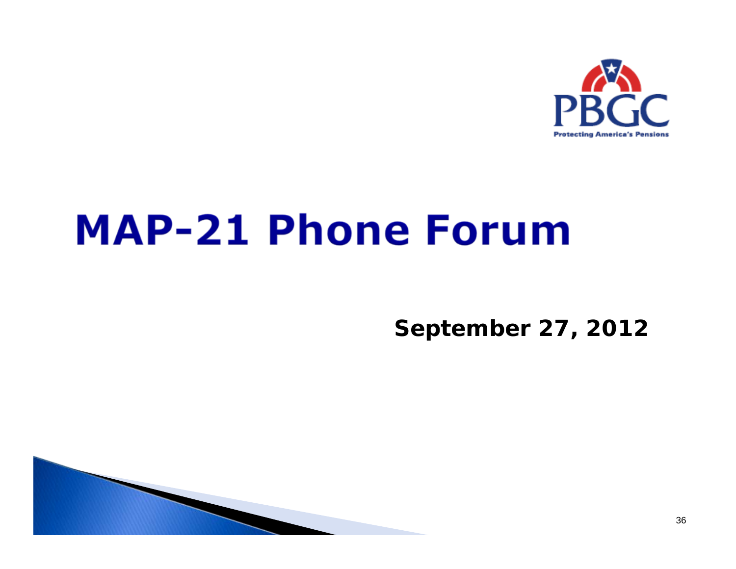# MAP-21 Phone Forum

**September 27, 2012**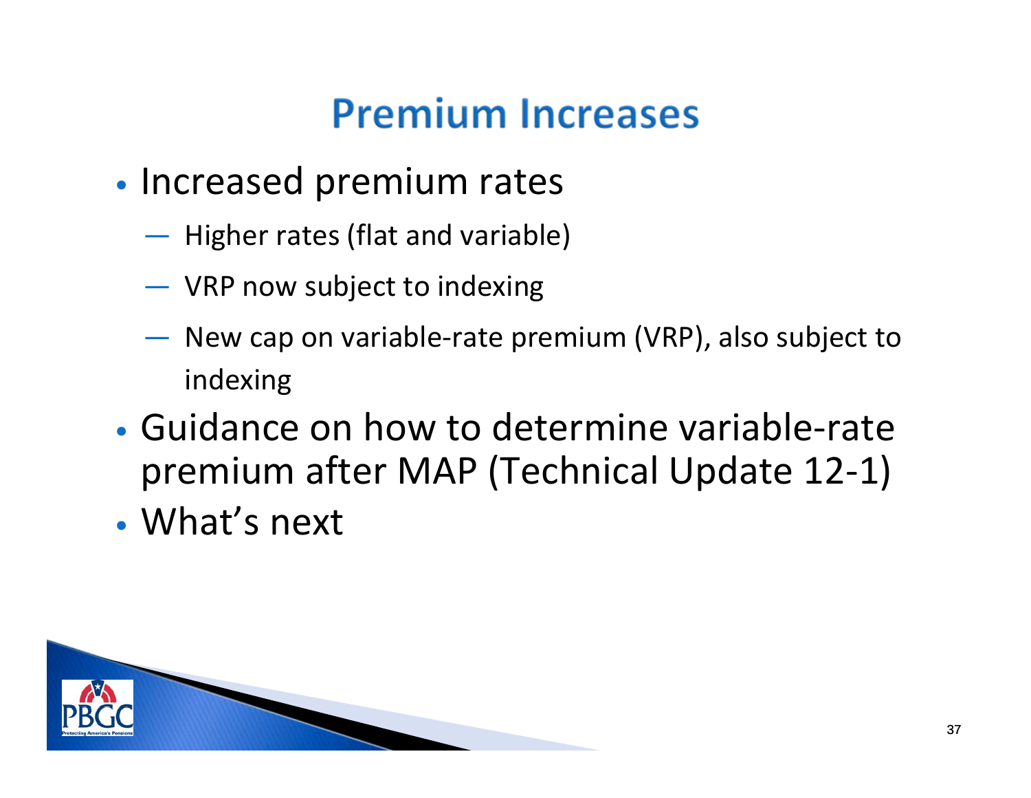# Premium Increases

- Increased premium rates
  - Higher rates (flat and variable)
  - VRP now subject to indexing
  - New cap on variable-rate premium (VRP), also subject to indexing
- Guidance on how to determine variable-rate premium after MAP (Technical Update 12-1)
- What's next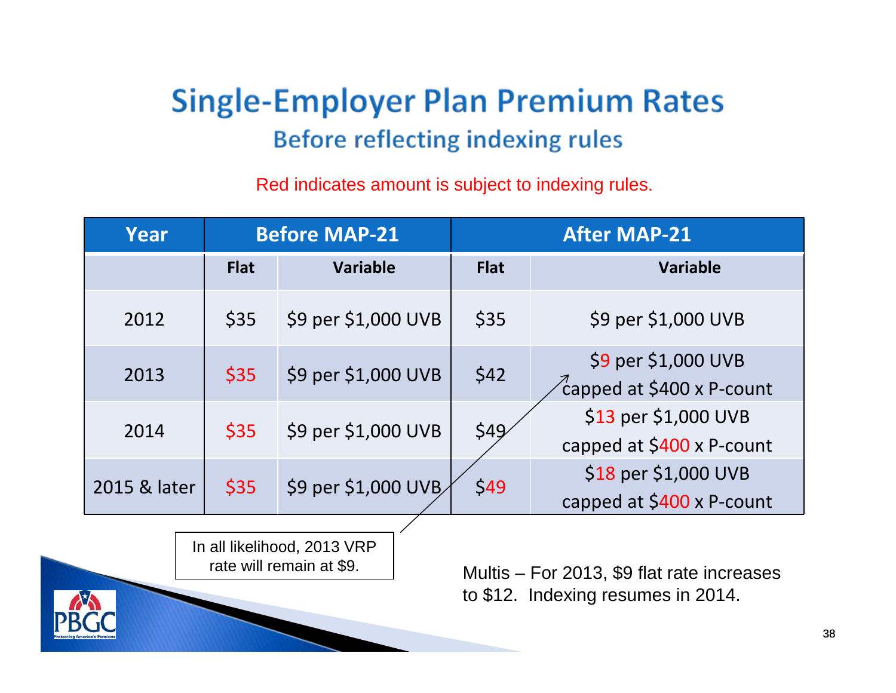# Single-Employer Plan Premium Rates

## Before reflecting indexing rules

Red indicates amount is subject to indexing rules.

| Year | Before MAP-21 | | After MAP-21 | |
|---|---|---|---|---|
| | Flat | Variable | Flat | Variable |
| 2012 | $35 | $9 per $1,000 UVB | $35 | $9 per $1,000 UVB |
| 2013 | $35 | $9 per $1,000 UVB | $42 | $9 per $1,000 UVB capped at $400 x P-count |
| 2014 | $35 | $9 per $1,000 UVB | $49 | $13 per $1,000 UVB capped at $400 x P-count |
| 2015 & later | $35 | $9 per $1,000 UVB | $49 | $18 per $1,000 UVB capped at $400 x P-count |

In all likelihood, 2013 VRP rate will remain at $9.

Multis – For 2013, $9 flat rate increases to $12. Indexing resumes in 2014.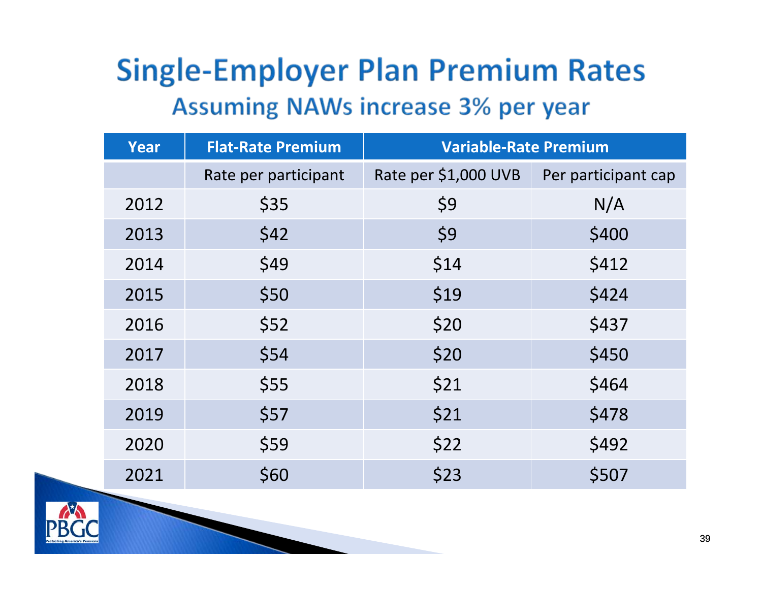# Single-Employer Plan Premium Rates

## Assuming NAWs increase 3% per year

| Year | Flat-Rate Premium | Variable-Rate Premium | |
|---|---|---|---|
| | Rate per participant | Rate per $1,000 UVB | Per participant cap |
| 2012 | $35 | $9 | N/A |
| 2013 | $42 | $9 | $400 |
| 2014 | $49 | $14 | $412 |
| 2015 | $50 | $19 | $424 |
| 2016 | $52 | $20 | $437 |
| 2017 | $54 | $20 | $450 |
| 2018 | $55 | $21 | $464 |
| 2019 | $57 | $21 | $478 |
| 2020 | $59 | $22 | $492 |
| 2021 | $60 | $23 | $507 |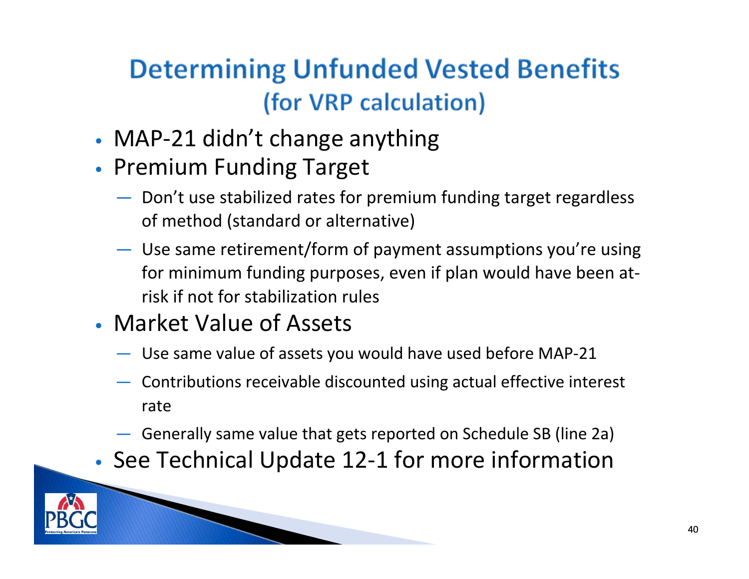# Determining Unfunded Vested Benefits (for VRP calculation)

- MAP-21 didn't change anything
- Premium Funding Target
  - Don't use stabilized rates for premium funding target regardless of method (standard or alternative)
  - Use same retirement/form of payment assumptions you're using for minimum funding purposes, even if plan would have been at-risk if not for stabilization rules
- Market Value of Assets
  - Use same value of assets you would have used before MAP-21
  - Contributions receivable discounted using actual effective interest rate
  - Generally same value that gets reported on Schedule SB (line 2a)
- See Technical Update 12-1 for more information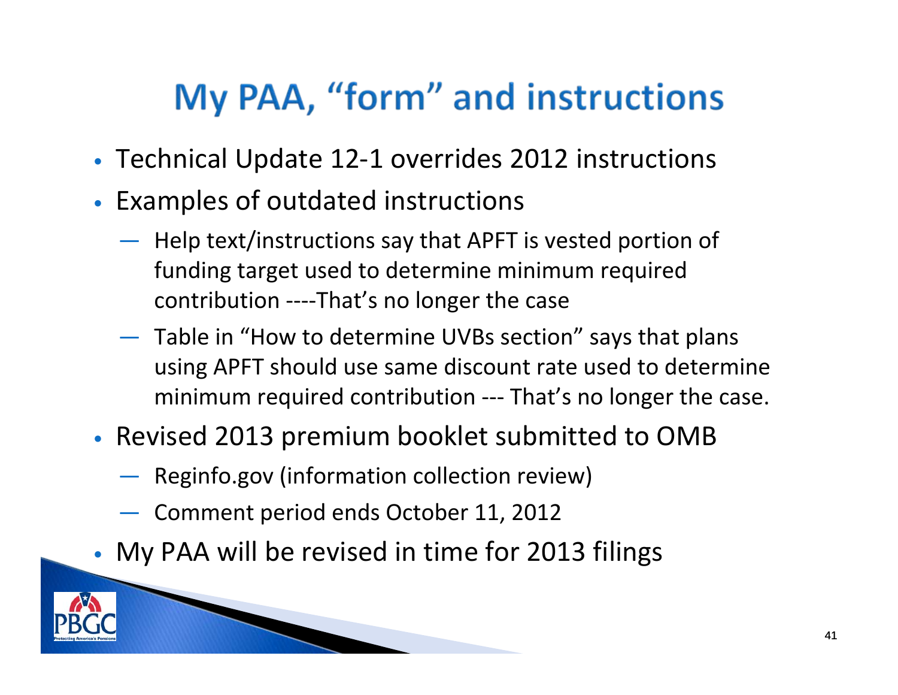# My PAA, "form" and instructions

- Technical Update 12-1 overrides 2012 instructions
- Examples of outdated instructions
  - Help text/instructions say that APFT is vested portion of funding target used to determine minimum required contribution ----That's no longer the case
  - Table in "How to determine UVBs section" says that plans using APFT should use same discount rate used to determine minimum required contribution --- That's no longer the case.
- Revised 2013 premium booklet submitted to OMB
  - Reginfo.gov (information collection review)
  - Comment period ends October 11, 2012
- My PAA will be revised in time for 2013 filings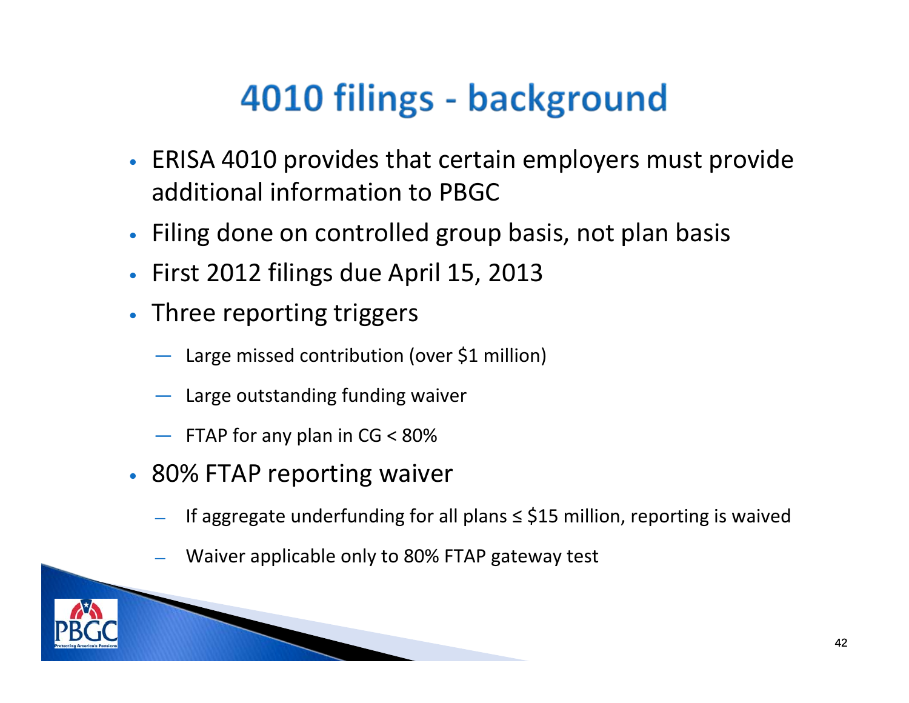# 4010 filings - background

- ERISA 4010 provides that certain employers must provide additional information to PBGC
- Filing done on controlled group basis, not plan basis
- First 2012 filings due April 15, 2013
- Three reporting triggers
  - Large missed contribution (over $1 million)
  - Large outstanding funding waiver
  - FTAP for any plan in CG < 80%
- 80% FTAP reporting waiver
  - If aggregate underfunding for all plans ≤ $15 million, reporting is waived
  - Waiver applicable only to 80% FTAP gateway test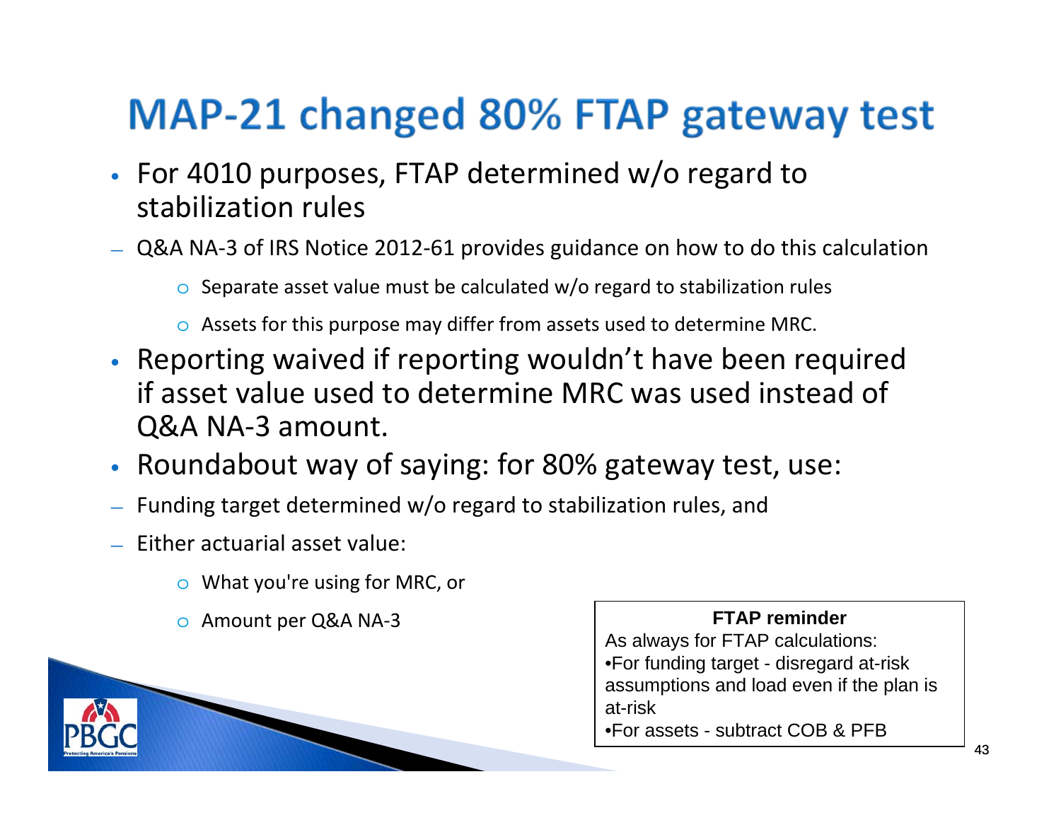# MAP-21 changed 80% FTAP gateway test

- For 4010 purposes, FTAP determined w/o regard to stabilization rules
  - Q&A NA-3 of IRS Notice 2012-61 provides guidance on how to do this calculation
    - Separate asset value must be calculated w/o regard to stabilization rules
    - Assets for this purpose may differ from assets used to determine MRC.
- Reporting waived if reporting wouldn't have been required if asset value used to determine MRC was used instead of Q&A NA-3 amount.
- Roundabout way of saying: for 80% gateway test, use:
  - Funding target determined w/o regard to stabilization rules, and
  - Either actuarial asset value:
    - What you're using for MRC, or
    - Amount per Q&A NA-3

**FTAP reminder**

As always for FTAP calculations:

- For funding target - disregard at-risk assumptions and load even if the plan is at-risk
- For assets - subtract COB & PFB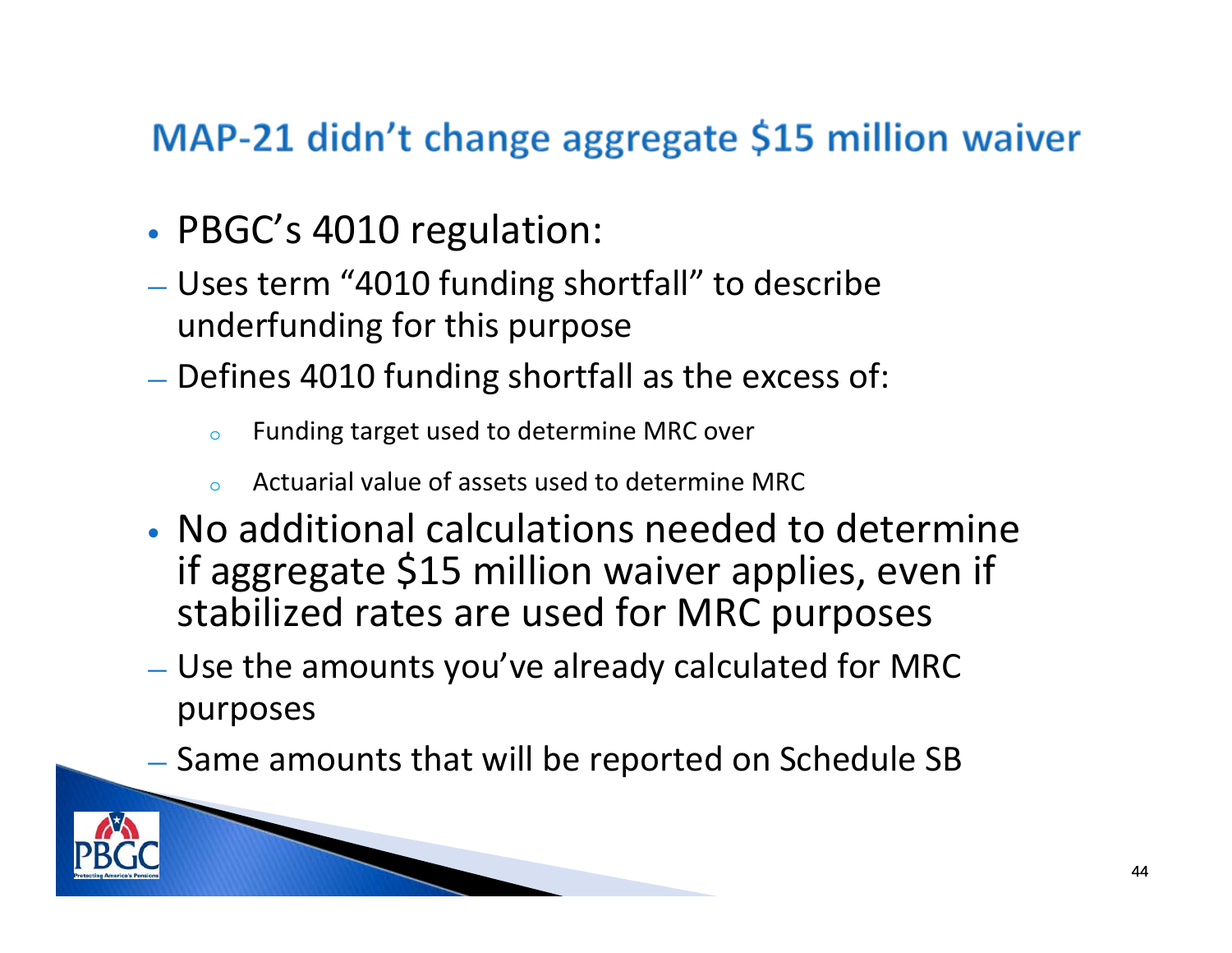# MAP-21 didn't change aggregate $15 million waiver

- PBGC's 4010 regulation:
  - Uses term "4010 funding shortfall" to describe underfunding for this purpose
  - Defines 4010 funding shortfall as the excess of:
    - Funding target used to determine MRC over
    - Actuarial value of assets used to determine MRC
- No additional calculations needed to determine if aggregate $15 million waiver applies, even if stabilized rates are used for MRC purposes
  - Use the amounts you've already calculated for MRC purposes
  - Same amounts that will be reported on Schedule SB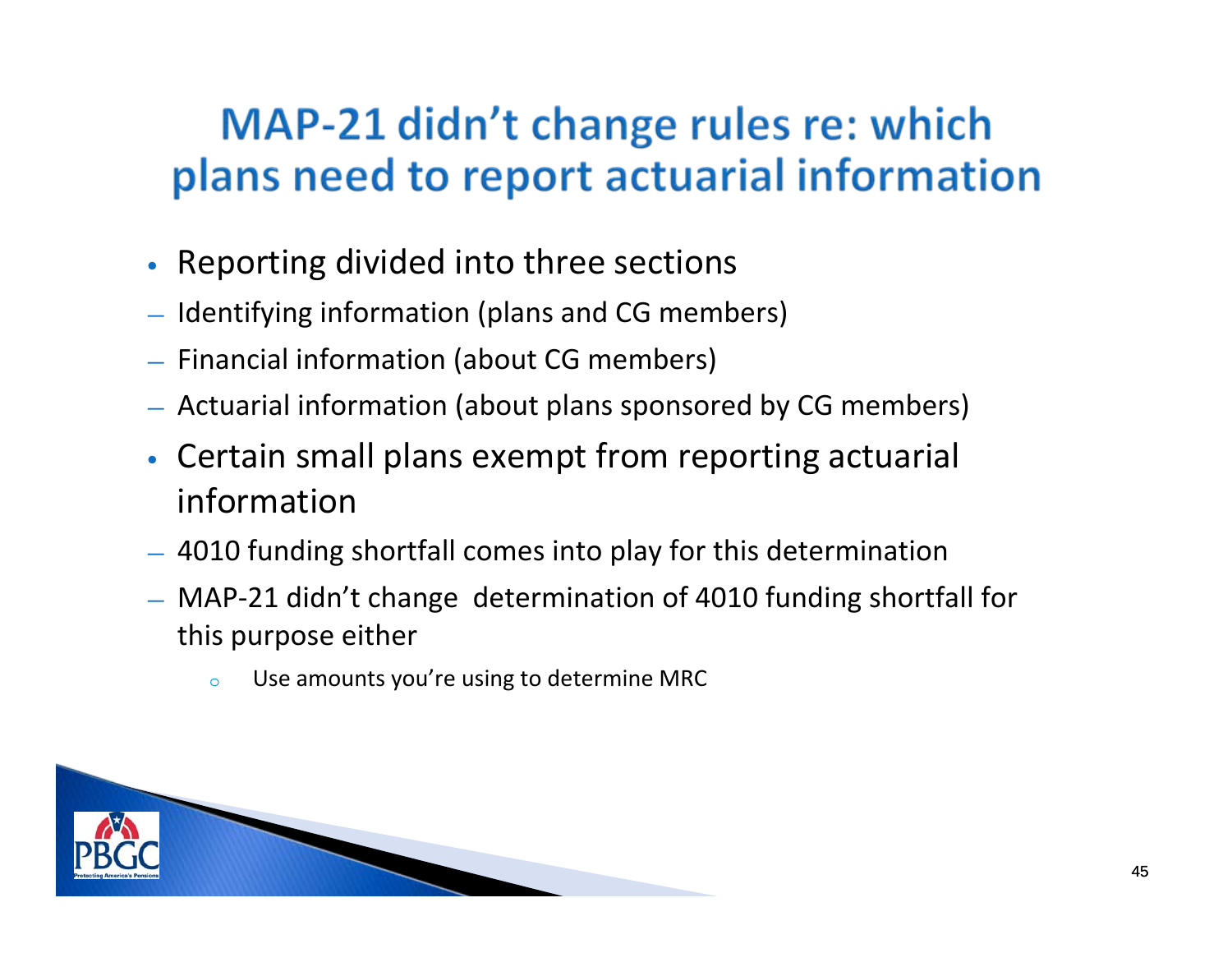# MAP-21 didn't change rules re: which plans need to report actuarial information

- Reporting divided into three sections
  - Identifying information (plans and CG members)
  - Financial information (about CG members)
  - Actuarial information (about plans sponsored by CG members)
- Certain small plans exempt from reporting actuarial information
  - 4010 funding shortfall comes into play for this determination
  - MAP-21 didn't change determination of 4010 funding shortfall for this purpose either
    - Use amounts you're using to determine MRC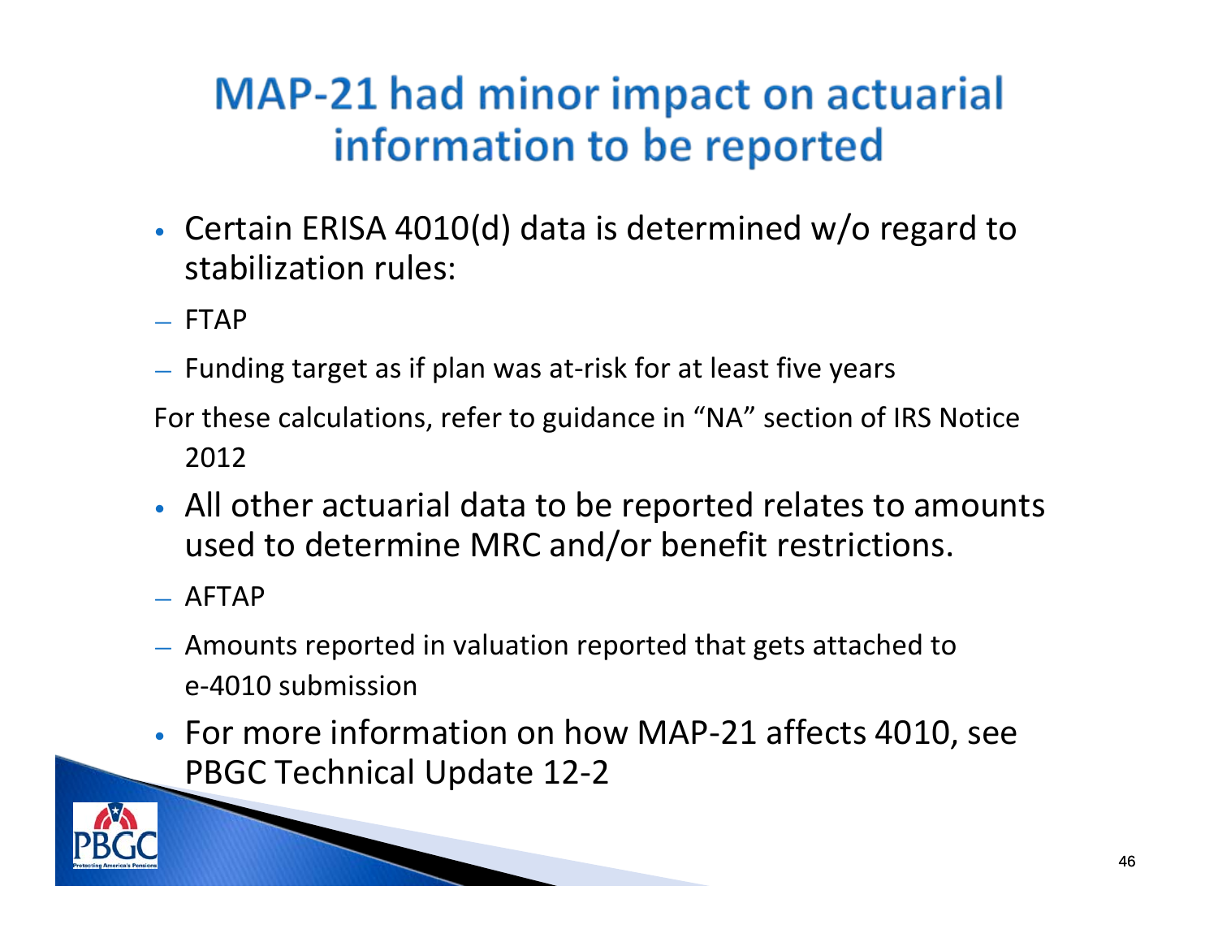# MAP-21 had minor impact on actuarial information to be reported

- Certain ERISA 4010(d) data is determined w/o regard to stabilization rules:
  - FTAP
  - Funding target as if plan was at-risk for at least five years

  For these calculations, refer to guidance in "NA" section of IRS Notice 2012
- All other actuarial data to be reported relates to amounts used to determine MRC and/or benefit restrictions.
  - AFTAP
  - Amounts reported in valuation reported that gets attached to e-4010 submission
- For more information on how MAP-21 affects 4010, see PBGC Technical Update 12-2